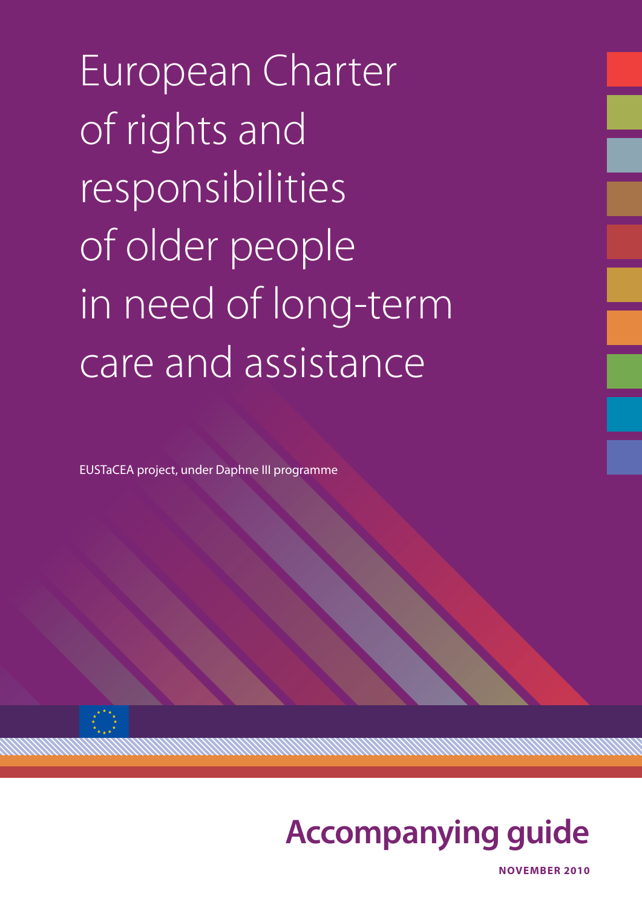# European Charter of rights and responsibilities of older people in need of long-term care and assistance

EUSTaCEA project, under Daphne III programme

## Accompanying guide

**NOVEMBER 2010**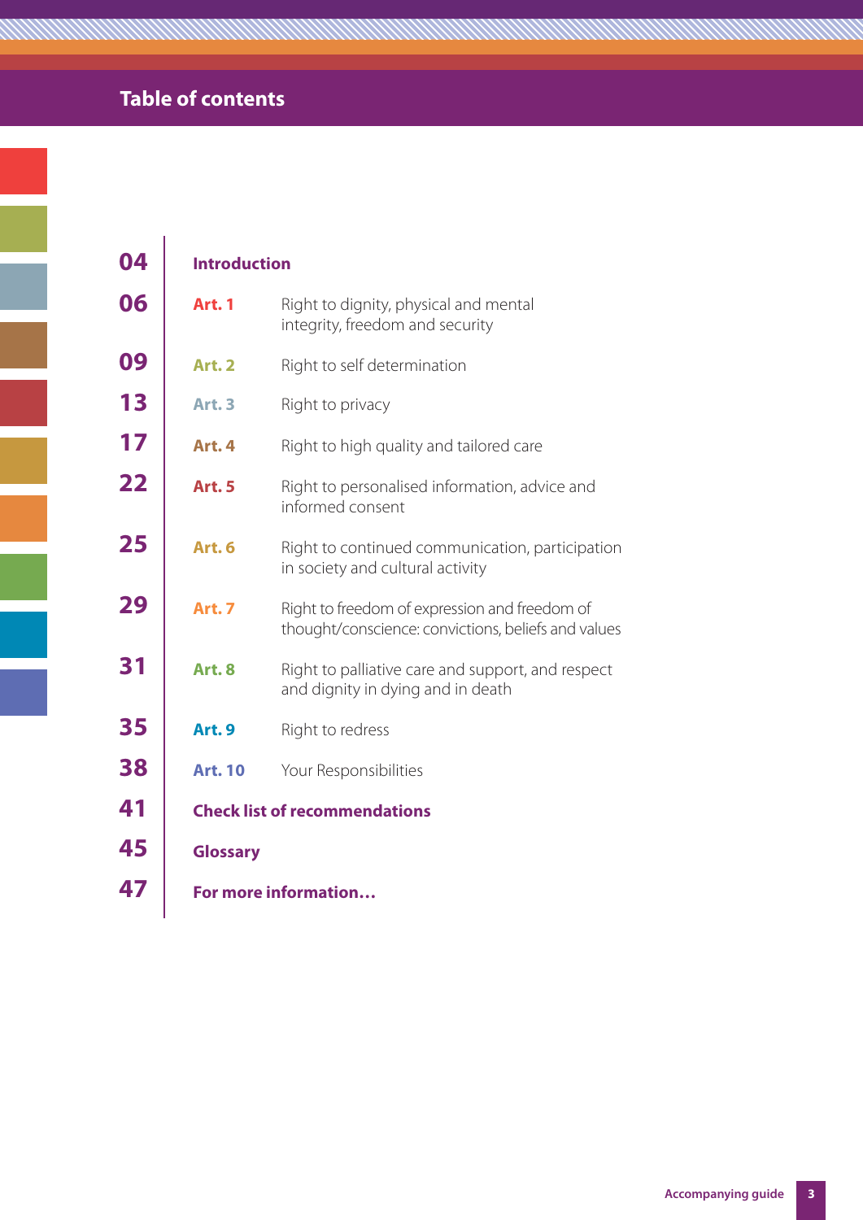# Table of contents

| | | |
|---|---|---|
| 04 | **Introduction** | |
| 06 | **Art. 1** | Right to dignity, physical and mental integrity, freedom and security |
| 09 | **Art. 2** | Right to self determination |
| 13 | **Art. 3** | Right to privacy |
| 17 | **Art. 4** | Right to high quality and tailored care |
| 22 | **Art. 5** | Right to personalised information, advice and informed consent |
| 25 | **Art. 6** | Right to continued communication, participation in society and cultural activity |
| 29 | **Art. 7** | Right to freedom of expression and freedom of thought/conscience: convictions, beliefs and values |
| 31 | **Art. 8** | Right to palliative care and support, and respect and dignity in dying and in death |
| 35 | **Art. 9** | Right to redress |
| 38 | **Art. 10** | Your Responsibilities |
| 41 | **Check list of recommendations** | |
| 45 | **Glossary** | |
| 47 | **For more information…** | |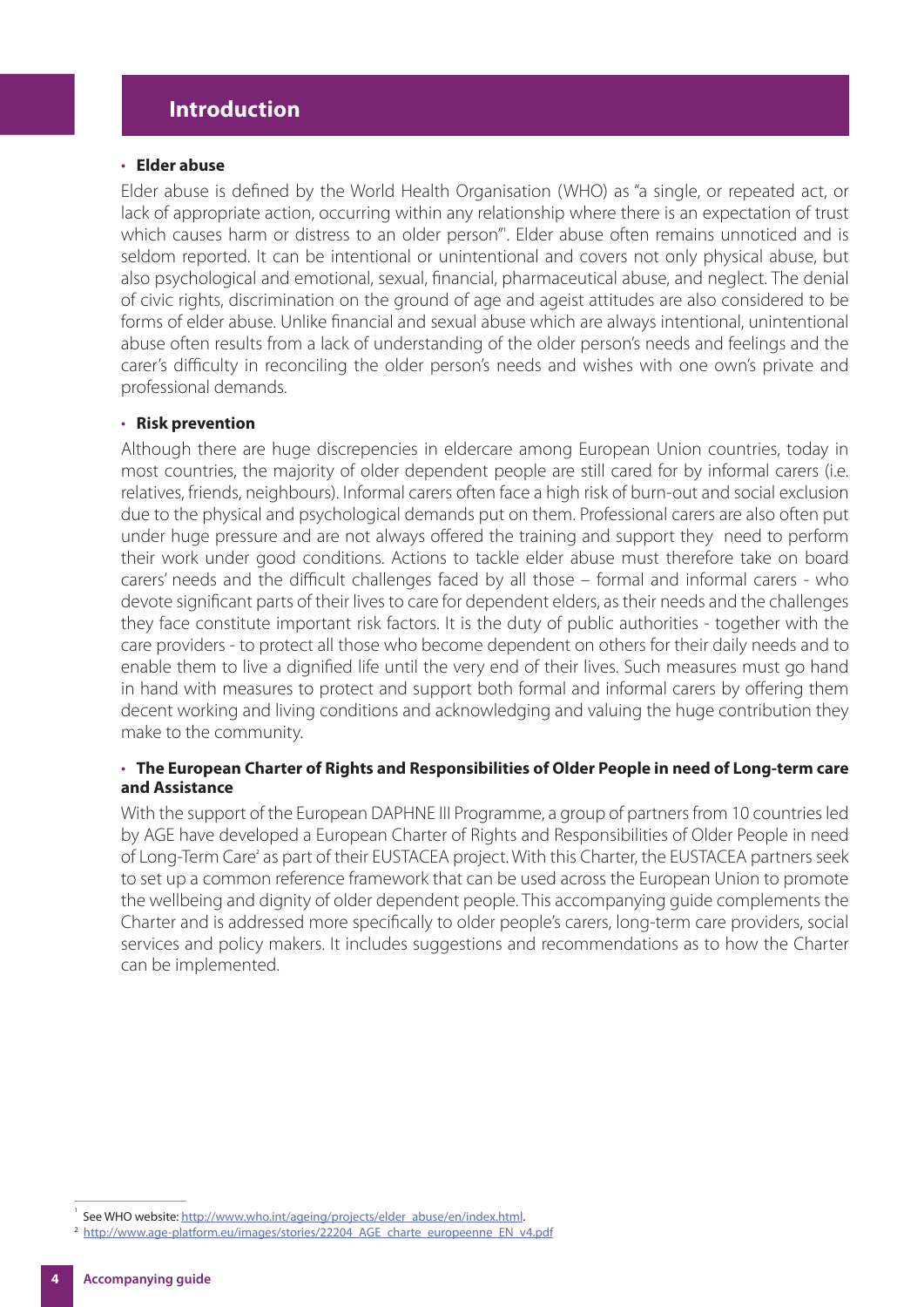## Introduction

- **Elder abuse**

Elder abuse is defined by the World Health Organisation (WHO) as "a single, or repeated act, or lack of appropriate action, occurring within any relationship where there is an expectation of trust which causes harm or distress to an older person"[1]. Elder abuse often remains unnoticed and is seldom reported. It can be intentional or unintentional and covers not only physical abuse, but also psychological and emotional, sexual, financial, pharmaceutical abuse, and neglect. The denial of civic rights, discrimination on the ground of age and ageist attitudes are also considered to be forms of elder abuse. Unlike financial and sexual abuse which are always intentional, unintentional abuse often results from a lack of understanding of the older person's needs and feelings and the carer's difficulty in reconciling the older person's needs and wishes with one own's private and professional demands.

- **Risk prevention**

Although there are huge discrepencies in eldercare among European Union countries, today in most countries, the majority of older dependent people are still cared for by informal carers (i.e. relatives, friends, neighbours). Informal carers often face a high risk of burn-out and social exclusion due to the physical and psychological demands put on them. Professional carers are also often put under huge pressure and are not always offered the training and support they need to perform their work under good conditions. Actions to tackle elder abuse must therefore take on board carers' needs and the difficult challenges faced by all those – formal and informal carers - who devote significant parts of their lives to care for dependent elders, as their needs and the challenges they face constitute important risk factors. It is the duty of public authorities - together with the care providers - to protect all those who become dependent on others for their daily needs and to enable them to live a dignified life until the very end of their lives. Such measures must go hand in hand with measures to protect and support both formal and informal carers by offering them decent working and living conditions and acknowledging and valuing the huge contribution they make to the community.

- **The European Charter of Rights and Responsibilities of Older People in need of Long-term care and Assistance**

With the support of the European DAPHNE III Programme, a group of partners from 10 countries led by AGE have developed a European Charter of Rights and Responsibilities of Older People in need of Long-Term Care[2] as part of their EUSTACEA project. With this Charter, the EUSTACEA partners seek to set up a common reference framework that can be used across the European Union to promote the wellbeing and dignity of older dependent people. This accompanying guide complements the Charter and is addressed more specifically to older people's carers, long-term care providers, social services and policy makers. It includes suggestions and recommendations as to how the Charter can be implemented.

---

[1] See WHO website: http://www.who.int/ageing/projects/elder_abuse/en/index.html.

[2] http://www.age-platform.eu/images/stories/22204_AGE_charte_europeenne_EN_v4.pdf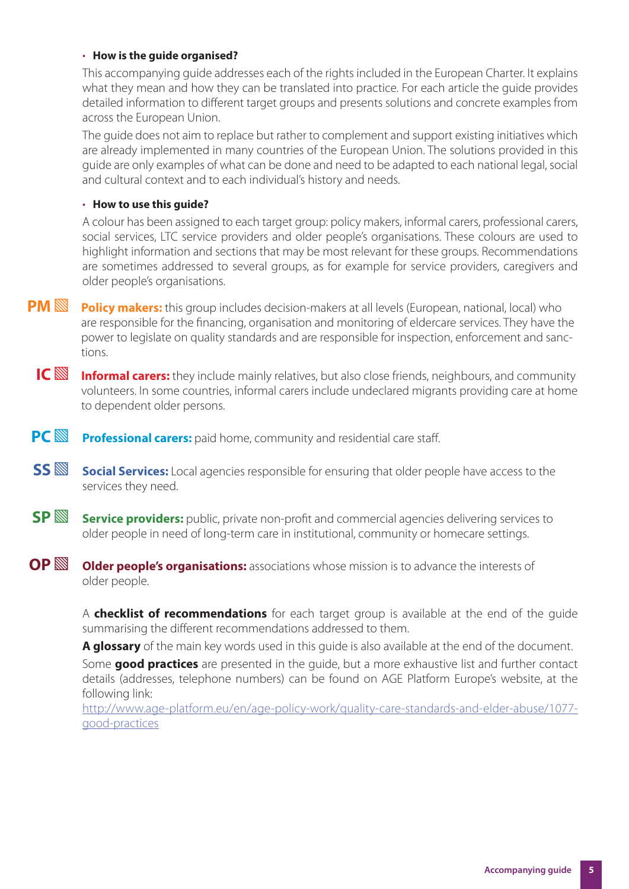- **How is the guide organised?**

This accompanying guide addresses each of the rights included in the European Charter. It explains what they mean and how they can be translated into practice. For each article the guide provides detailed information to different target groups and presents solutions and concrete examples from across the European Union.

The guide does not aim to replace but rather to complement and support existing initiatives which are already implemented in many countries of the European Union. The solutions provided in this guide are only examples of what can be done and need to be adapted to each national legal, social and cultural context and to each individual's history and needs.

- **How to use this guide?**

A colour has been assigned to each target group: policy makers, informal carers, professional carers, social services, LTC service providers and older people's organisations. These colours are used to highlight information and sections that may be most relevant for these groups. Recommendations are sometimes addressed to several groups, as for example for service providers, caregivers and older people's organisations.

**PM** **Policy makers:** this group includes decision-makers at all levels (European, national, local) who are responsible for the financing, organisation and monitoring of eldercare services. They have the power to legislate on quality standards and are responsible for inspection, enforcement and sanctions.

**IC** **Informal carers:** they include mainly relatives, but also close friends, neighbours, and community volunteers. In some countries, informal carers include undeclared migrants providing care at home to dependent older persons.

**PC** **Professional carers:** paid home, community and residential care staff.

**SS** **Social Services:** Local agencies responsible for ensuring that older people have access to the services they need.

**SP** **Service providers:** public, private non-profit and commercial agencies delivering services to older people in need of long-term care in institutional, community or homecare settings.

**OP** **Older people's organisations:** associations whose mission is to advance the interests of older people.

A **checklist of recommendations** for each target group is available at the end of the guide summarising the different recommendations addressed to them.

**A glossary** of the main key words used in this guide is also available at the end of the document.

Some **good practices** are presented in the guide, but a more exhaustive list and further contact details (addresses, telephone numbers) can be found on AGE Platform Europe's website, at the following link:
http://www.age-platform.eu/en/age-policy-work/quality-care-standards-and-elder-abuse/1077-good-practices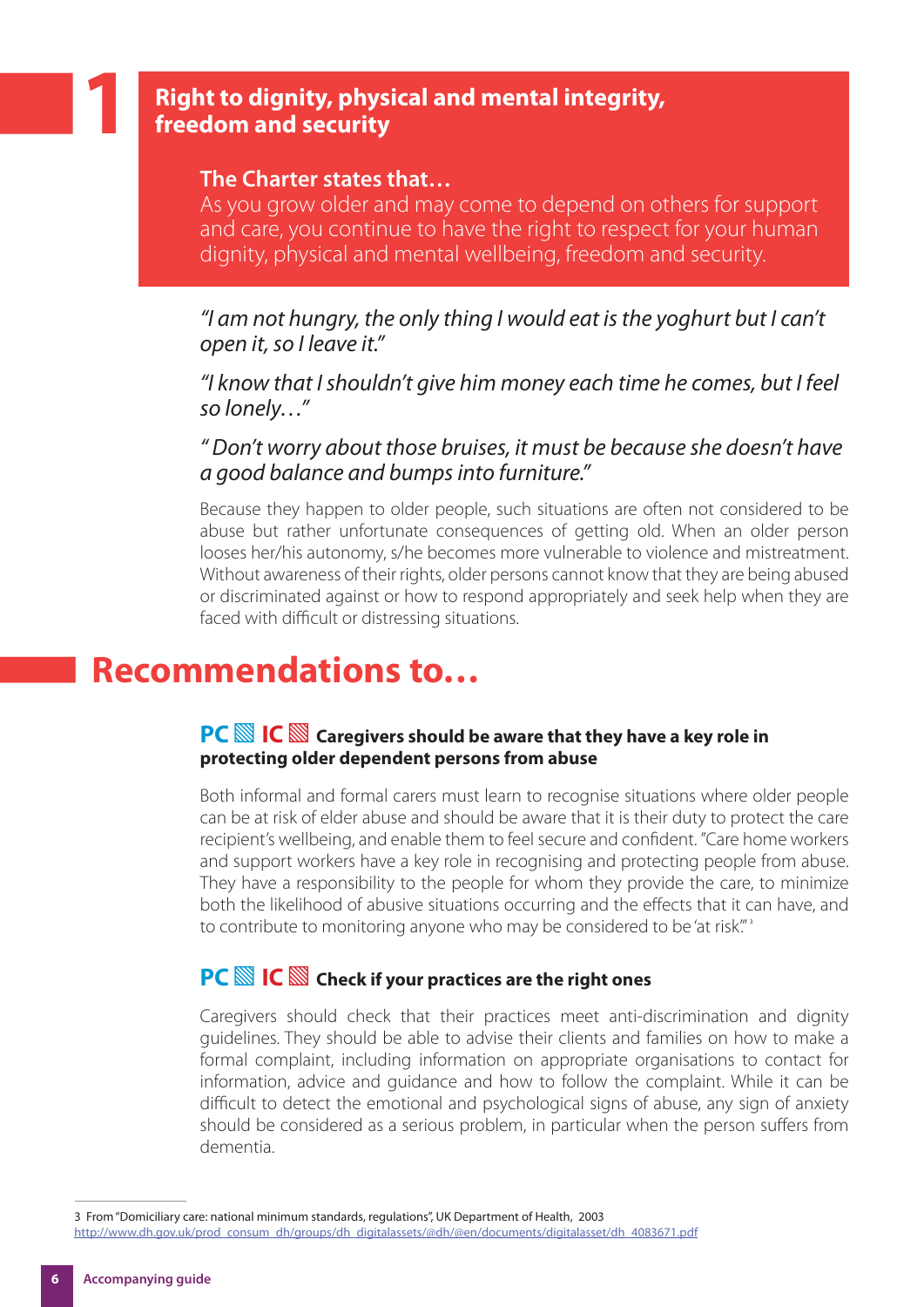# 1 Right to dignity, physical and mental integrity, freedom and security

**The Charter states that…**

As you grow older and may come to depend on others for support and care, you continue to have the right to respect for your human dignity, physical and mental wellbeing, freedom and security.

*"I am not hungry, the only thing I would eat is the yoghurt but I can't open it, so I leave it."*

*"I know that I shouldn't give him money each time he comes, but I feel so lonely…"*

*" Don't worry about those bruises, it must be because she doesn't have a good balance and bumps into furniture."*

Because they happen to older people, such situations are often not considered to be abuse but rather unfortunate consequences of getting old. When an older person looses her/his autonomy, s/he becomes more vulnerable to violence and mistreatment. Without awareness of their rights, older persons cannot know that they are being abused or discriminated against or how to respond appropriately and seek help when they are faced with difficult or distressing situations.

## Recommendations to…

### PC IC Caregivers should be aware that they have a key role in protecting older dependent persons from abuse

Both informal and formal carers must learn to recognise situations where older people can be at risk of elder abuse and should be aware that it is their duty to protect the care recipient's wellbeing, and enable them to feel secure and confident. "Care home workers and support workers have a key role in recognising and protecting people from abuse. They have a responsibility to the people for whom they provide the care, to minimize both the likelihood of abusive situations occurring and the effects that it can have, and to contribute to monitoring anyone who may be considered to be 'at risk'."[3]

### PC IC Check if your practices are the right ones

Caregivers should check that their practices meet anti-discrimination and dignity guidelines. They should be able to advise their clients and families on how to make a formal complaint, including information on appropriate organisations to contact for information, advice and guidance and how to follow the complaint. While it can be difficult to detect the emotional and psychological signs of abuse, any sign of anxiety should be considered as a serious problem, in particular when the person suffers from dementia.

3 From "Domiciliary care: national minimum standards, regulations", UK Department of Health, 2003 http://www.dh.gov.uk/prod_consum_dh/groups/dh_digitalassets/@dh/@en/documents/digitalasset/dh_4083671.pdf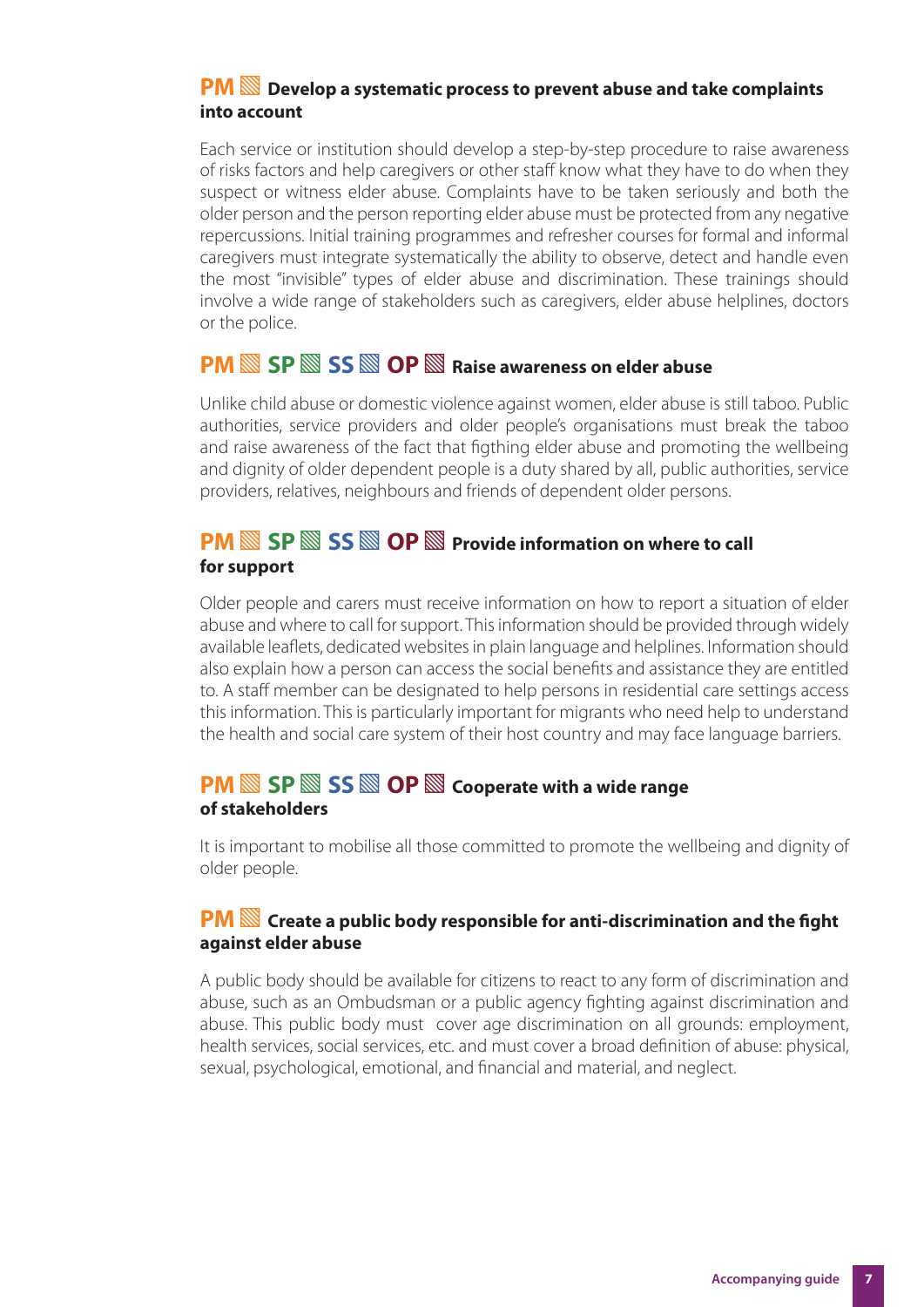### PM Develop a systematic process to prevent abuse and take complaints into account

Each service or institution should develop a step-by-step procedure to raise awareness of risks factors and help caregivers or other staff know what they have to do when they suspect or witness elder abuse. Complaints have to be taken seriously and both the older person and the person reporting elder abuse must be protected from any negative repercussions. Initial training programmes and refresher courses for formal and informal caregivers must integrate systematically the ability to observe, detect and handle even the most "invisible" types of elder abuse and discrimination. These trainings should involve a wide range of stakeholders such as caregivers, elder abuse helplines, doctors or the police.

### PM SP SS OP Raise awareness on elder abuse

Unlike child abuse or domestic violence against women, elder abuse is still taboo. Public authorities, service providers and older people's organisations must break the taboo and raise awareness of the fact that figthing elder abuse and promoting the wellbeing and dignity of older dependent people is a duty shared by all, public authorities, service providers, relatives, neighbours and friends of dependent older persons.

### PM SP SS OP Provide information on where to call for support

Older people and carers must receive information on how to report a situation of elder abuse and where to call for support. This information should be provided through widely available leaflets, dedicated websites in plain language and helplines. Information should also explain how a person can access the social benefits and assistance they are entitled to. A staff member can be designated to help persons in residential care settings access this information. This is particularly important for migrants who need help to understand the health and social care system of their host country and may face language barriers.

### PM SP SS OP Cooperate with a wide range of stakeholders

It is important to mobilise all those committed to promote the wellbeing and dignity of older people.

### PM Create a public body responsible for anti-discrimination and the fight against elder abuse

A public body should be available for citizens to react to any form of discrimination and abuse, such as an Ombudsman or a public agency fighting against discrimination and abuse. This public body must cover age discrimination on all grounds: employment, health services, social services, etc. and must cover a broad definition of abuse: physical, sexual, psychological, emotional, and financial and material, and neglect.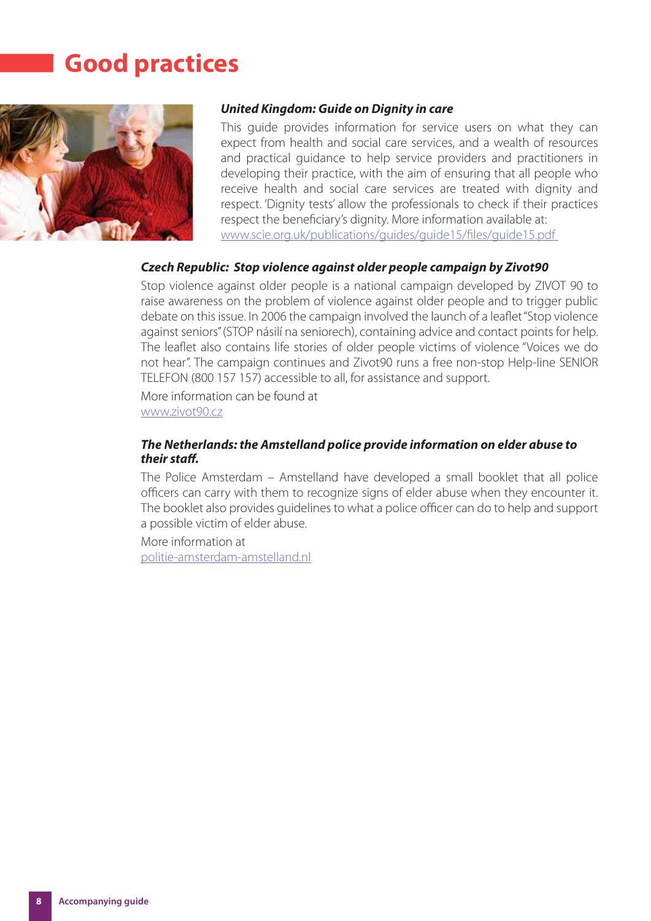# Good practices

***United Kingdom: Guide on Dignity in care***

This guide provides information for service users on what they can expect from health and social care services, and a wealth of resources and practical guidance to help service providers and practitioners in developing their practice, with the aim of ensuring that all people who receive health and social care services are treated with dignity and respect. 'Dignity tests' allow the professionals to check if their practices respect the beneficiary's dignity. More information available at: www.scie.org.uk/publications/guides/guide15/files/guide15.pdf

***Czech Republic: Stop violence against older people campaign by Zivot90***

Stop violence against older people is a national campaign developed by ZIVOT 90 to raise awareness on the problem of violence against older people and to trigger public debate on this issue. In 2006 the campaign involved the launch of a leaflet "Stop violence against seniors" (STOP násilí na seniorech), containing advice and contact points for help. The leaflet also contains life stories of older people victims of violence "Voices we do not hear". The campaign continues and Zivot90 runs a free non-stop Help-line SENIOR TELEFON (800 157 157) accessible to all, for assistance and support.

More information can be found at
www.zivot90.cz

***The Netherlands: the Amstelland police provide information on elder abuse to their staff.***

The Police Amsterdam – Amstelland have developed a small booklet that all police officers can carry with them to recognize signs of elder abuse when they encounter it. The booklet also provides guidelines to what a police officer can do to help and support a possible victim of elder abuse.

More information at
politie-amsterdam-amstelland.nl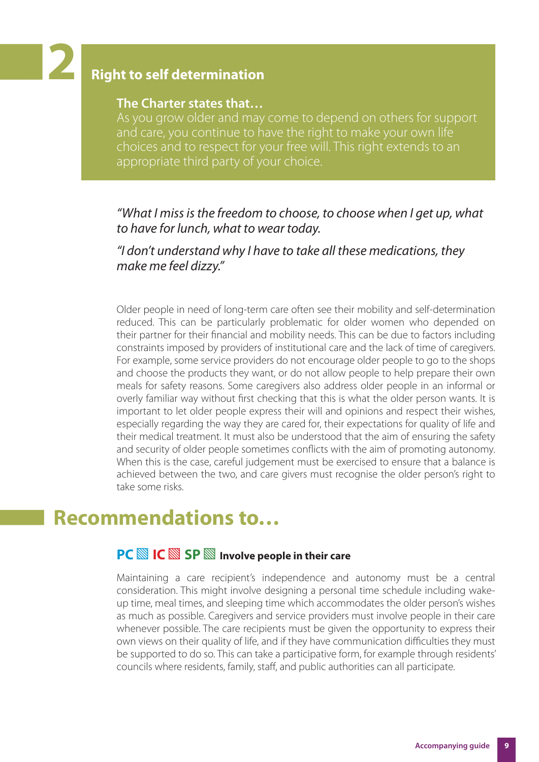# 2 Right to self determination

**The Charter states that…**

As you grow older and may come to depend on others for support and care, you continue to have the right to make your own life choices and to respect for your free will. This right extends to an appropriate third party of your choice.

*"What I miss is the freedom to choose, to choose when I get up, what to have for lunch, what to wear today.*

*"I don't understand why I have to take all these medications, they make me feel dizzy."*

Older people in need of long-term care often see their mobility and self-determination reduced. This can be particularly problematic for older women who depended on their partner for their financial and mobility needs. This can be due to factors including constraints imposed by providers of institutional care and the lack of time of caregivers. For example, some service providers do not encourage older people to go to the shops and choose the products they want, or do not allow people to help prepare their own meals for safety reasons. Some caregivers also address older people in an informal or overly familiar way without first checking that this is what the older person wants. It is important to let older people express their will and opinions and respect their wishes, especially regarding the way they are cared for, their expectations for quality of life and their medical treatment. It must also be understood that the aim of ensuring the safety and security of older people sometimes conflicts with the aim of promoting autonomy. When this is the case, careful judgement must be exercised to ensure that a balance is achieved between the two, and care givers must recognise the older person's right to take some risks.

## Recommendations to…

### PC IC SP Involve people in their care

Maintaining a care recipient's independence and autonomy must be a central consideration. This might involve designing a personal time schedule including wake-up time, meal times, and sleeping time which accommodates the older person's wishes as much as possible. Caregivers and service providers must involve people in their care whenever possible. The care recipients must be given the opportunity to express their own views on their quality of life, and if they have communication difficulties they must be supported to do so. This can take a participative form, for example through residents' councils where residents, family, staff, and public authorities can all participate.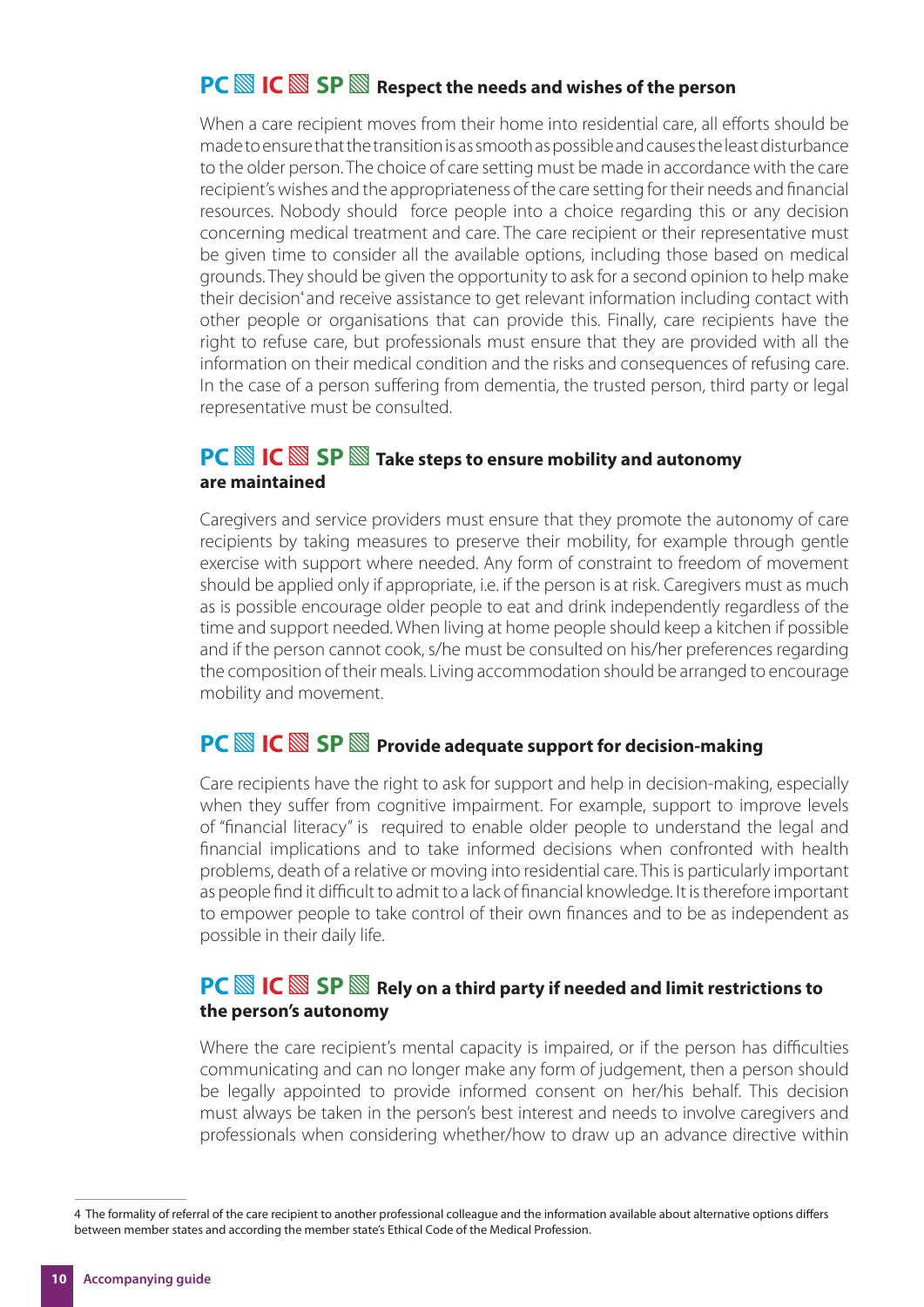## PC ▧ IC ▧ SP ▧ Respect the needs and wishes of the person

When a care recipient moves from their home into residential care, all efforts should be made to ensure that the transition is as smooth as possible and causes the least disturbance to the older person. The choice of care setting must be made in accordance with the care recipient's wishes and the appropriateness of the care setting for their needs and financial resources. Nobody should force people into a choice regarding this or any decision concerning medical treatment and care. The care recipient or their representative must be given time to consider all the available options, including those based on medical grounds. They should be given the opportunity to ask for a second opinion to help make their decision[4] and receive assistance to get relevant information including contact with other people or organisations that can provide this. Finally, care recipients have the right to refuse care, but professionals must ensure that they are provided with all the information on their medical condition and the risks and consequences of refusing care. In the case of a person suffering from dementia, the trusted person, third party or legal representative must be consulted.

## PC ▧ IC ▧ SP ▧ Take steps to ensure mobility and autonomy are maintained

Caregivers and service providers must ensure that they promote the autonomy of care recipients by taking measures to preserve their mobility, for example through gentle exercise with support where needed. Any form of constraint to freedom of movement should be applied only if appropriate, i.e. if the person is at risk. Caregivers must as much as is possible encourage older people to eat and drink independently regardless of the time and support needed. When living at home people should keep a kitchen if possible and if the person cannot cook, s/he must be consulted on his/her preferences regarding the composition of their meals. Living accommodation should be arranged to encourage mobility and movement.

## PC ▧ IC ▧ SP ▧ Provide adequate support for decision-making

Care recipients have the right to ask for support and help in decision-making, especially when they suffer from cognitive impairment. For example, support to improve levels of "financial literacy" is required to enable older people to understand the legal and financial implications and to take informed decisions when confronted with health problems, death of a relative or moving into residential care. This is particularly important as people find it difficult to admit to a lack of financial knowledge. It is therefore important to empower people to take control of their own finances and to be as independent as possible in their daily life.

## PC ▧ IC ▧ SP ▧ Rely on a third party if needed and limit restrictions to the person's autonomy

Where the care recipient's mental capacity is impaired, or if the person has difficulties communicating and can no longer make any form of judgement, then a person should be legally appointed to provide informed consent on her/his behalf. This decision must always be taken in the person's best interest and needs to involve caregivers and professionals when considering whether/how to draw up an advance directive within

---

[4] The formality of referral of the care recipient to another professional colleague and the information available about alternative options differs between member states and according the member state's Ethical Code of the Medical Profession.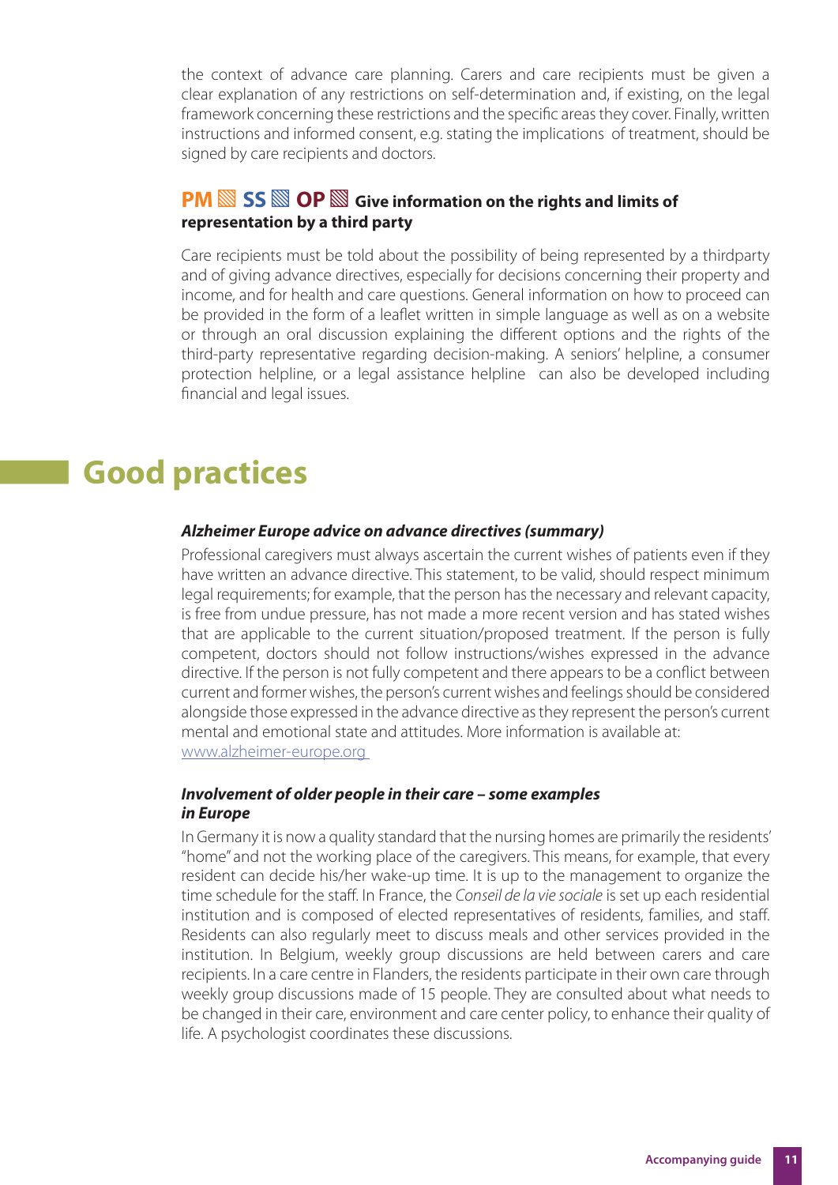the context of advance care planning. Carers and care recipients must be given a clear explanation of any restrictions on self-determination and, if existing, on the legal framework concerning these restrictions and the specific areas they cover. Finally, written instructions and informed consent, e.g. stating the implications of treatment, should be signed by care recipients and doctors.

### PM SS OP Give information on the rights and limits of representation by a third party

Care recipients must be told about the possibility of being represented by a thirdparty and of giving advance directives, especially for decisions concerning their property and income, and for health and care questions. General information on how to proceed can be provided in the form of a leaflet written in simple language as well as on a website or through an oral discussion explaining the different options and the rights of the third-party representative regarding decision-making. A seniors' helpline, a consumer protection helpline, or a legal assistance helpline can also be developed including financial and legal issues.

## Good practices

***Alzheimer Europe advice on advance directives (summary)***

Professional caregivers must always ascertain the current wishes of patients even if they have written an advance directive. This statement, to be valid, should respect minimum legal requirements; for example, that the person has the necessary and relevant capacity, is free from undue pressure, has not made a more recent version and has stated wishes that are applicable to the current situation/proposed treatment. If the person is fully competent, doctors should not follow instructions/wishes expressed in the advance directive. If the person is not fully competent and there appears to be a conflict between current and former wishes, the person's current wishes and feelings should be considered alongside those expressed in the advance directive as they represent the person's current mental and emotional state and attitudes. More information is available at: www.alzheimer-europe.org

***Involvement of older people in their care – some examples in Europe***

In Germany it is now a quality standard that the nursing homes are primarily the residents' "home" and not the working place of the caregivers. This means, for example, that every resident can decide his/her wake-up time. It is up to the management to organize the time schedule for the staff. In France, the *Conseil de la vie sociale* is set up each residential institution and is composed of elected representatives of residents, families, and staff. Residents can also regularly meet to discuss meals and other services provided in the institution. In Belgium, weekly group discussions are held between carers and care recipients. In a care centre in Flanders, the residents participate in their own care through weekly group discussions made of 15 people. They are consulted about what needs to be changed in their care, environment and care center policy, to enhance their quality of life. A psychologist coordinates these discussions.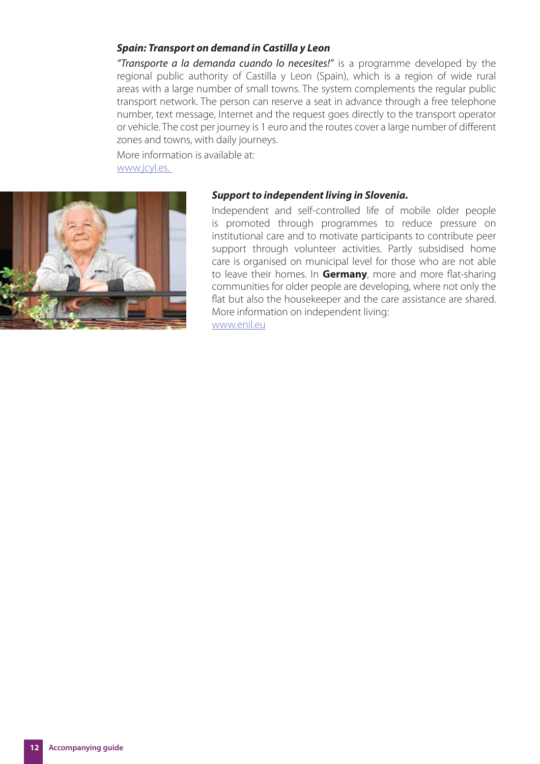***Spain: Transport on demand in Castilla y Leon***

*"Transporte a la demanda cuando lo necesites!"* is a programme developed by the regional public authority of Castilla y Leon (Spain), which is a region of wide rural areas with a large number of small towns. The system complements the regular public transport network. The person can reserve a seat in advance through a free telephone number, text message, Internet and the request goes directly to the transport operator or vehicle. The cost per journey is 1 euro and the routes cover a large number of different zones and towns, with daily journeys.

More information is available at:
www.jcyl.es.

***Support to independent living in Slovenia.***

Independent and self-controlled life of mobile older people is promoted through programmes to reduce pressure on institutional care and to motivate participants to contribute peer support through volunteer activities. Partly subsidised home care is organised on municipal level for those who are not able to leave their homes. In **Germany**, more and more flat-sharing communities for older people are developing, where not only the flat but also the housekeeper and the care assistance are shared. More information on independent living:
www.enil.eu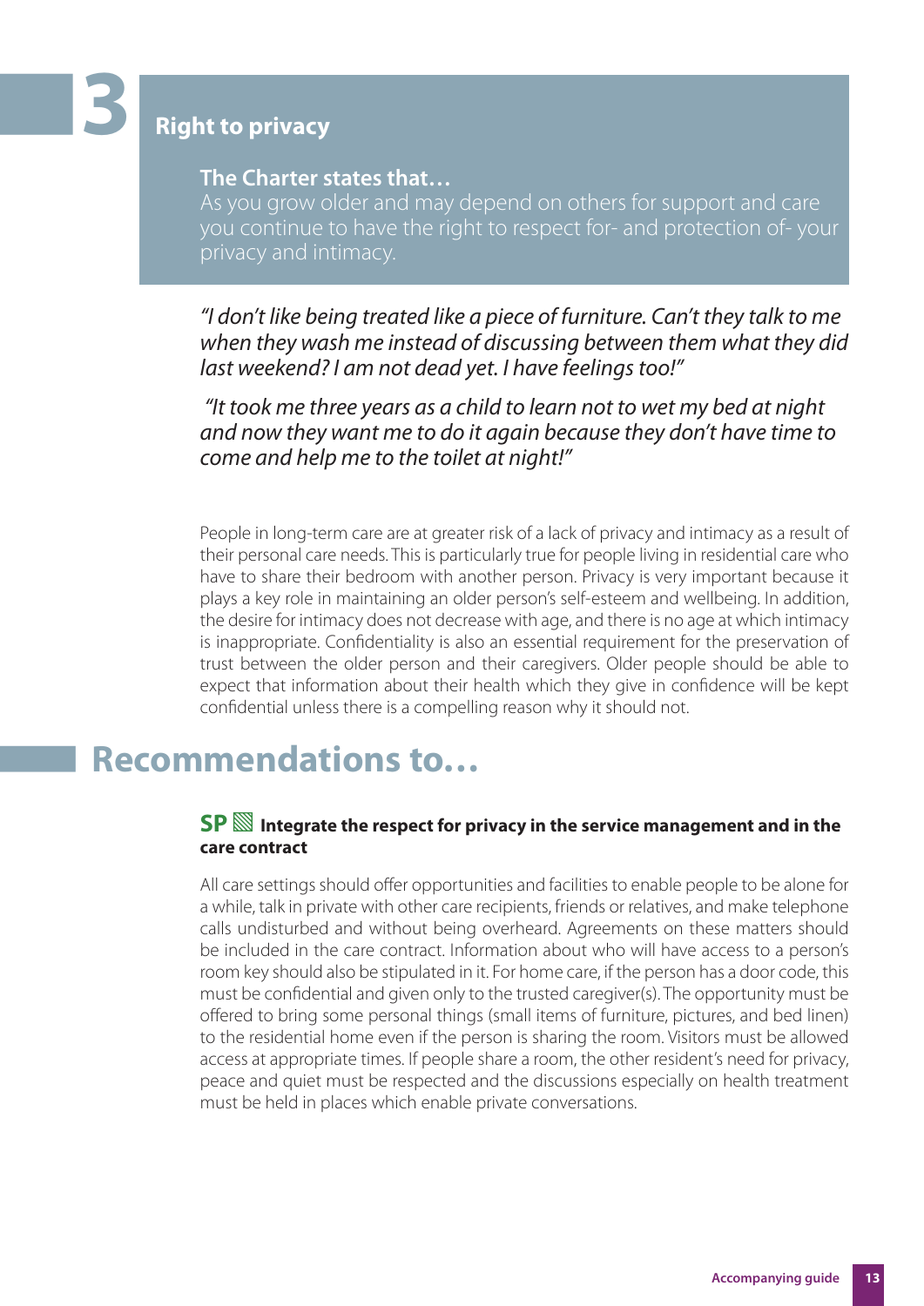# 3 Right to privacy

**The Charter states that…**

As you grow older and may depend on others for support and care you continue to have the right to respect for- and protection of- your privacy and intimacy.

*"I don't like being treated like a piece of furniture. Can't they talk to me when they wash me instead of discussing between them what they did last weekend? I am not dead yet. I have feelings too!"*

*"It took me three years as a child to learn not to wet my bed at night and now they want me to do it again because they don't have time to come and help me to the toilet at night!"*

People in long-term care are at greater risk of a lack of privacy and intimacy as a result of their personal care needs. This is particularly true for people living in residential care who have to share their bedroom with another person. Privacy is very important because it plays a key role in maintaining an older person's self-esteem and wellbeing. In addition, the desire for intimacy does not decrease with age, and there is no age at which intimacy is inappropriate. Confidentiality is also an essential requirement for the preservation of trust between the older person and their caregivers. Older people should be able to expect that information about their health which they give in confidence will be kept confidential unless there is a compelling reason why it should not.

## Recommendations to…

**SP** **Integrate the respect for privacy in the service management and in the care contract**

All care settings should offer opportunities and facilities to enable people to be alone for a while, talk in private with other care recipients, friends or relatives, and make telephone calls undisturbed and without being overheard. Agreements on these matters should be included in the care contract. Information about who will have access to a person's room key should also be stipulated in it. For home care, if the person has a door code, this must be confidential and given only to the trusted caregiver(s). The opportunity must be offered to bring some personal things (small items of furniture, pictures, and bed linen) to the residential home even if the person is sharing the room. Visitors must be allowed access at appropriate times. If people share a room, the other resident's need for privacy, peace and quiet must be respected and the discussions especially on health treatment must be held in places which enable private conversations.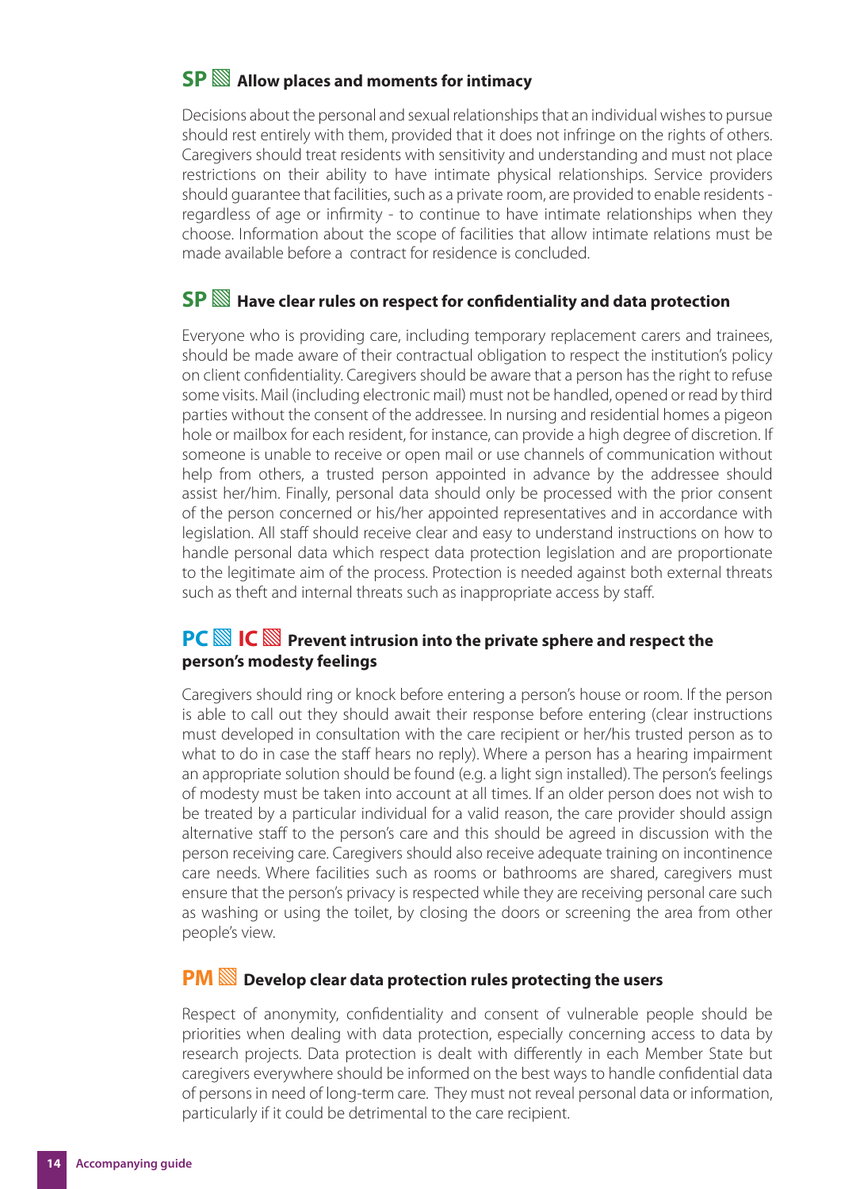### SP Allow places and moments for intimacy

Decisions about the personal and sexual relationships that an individual wishes to pursue should rest entirely with them, provided that it does not infringe on the rights of others. Caregivers should treat residents with sensitivity and understanding and must not place restrictions on their ability to have intimate physical relationships. Service providers should guarantee that facilities, such as a private room, are provided to enable residents - regardless of age or infirmity - to continue to have intimate relationships when they choose. Information about the scope of facilities that allow intimate relations must be made available before a contract for residence is concluded.

### SP Have clear rules on respect for confidentiality and data protection

Everyone who is providing care, including temporary replacement carers and trainees, should be made aware of their contractual obligation to respect the institution's policy on client confidentiality. Caregivers should be aware that a person has the right to refuse some visits. Mail (including electronic mail) must not be handled, opened or read by third parties without the consent of the addressee. In nursing and residential homes a pigeon hole or mailbox for each resident, for instance, can provide a high degree of discretion. If someone is unable to receive or open mail or use channels of communication without help from others, a trusted person appointed in advance by the addressee should assist her/him. Finally, personal data should only be processed with the prior consent of the person concerned or his/her appointed representatives and in accordance with legislation. All staff should receive clear and easy to understand instructions on how to handle personal data which respect data protection legislation and are proportionate to the legitimate aim of the process. Protection is needed against both external threats such as theft and internal threats such as inappropriate access by staff.

### PC IC Prevent intrusion into the private sphere and respect the person's modesty feelings

Caregivers should ring or knock before entering a person's house or room. If the person is able to call out they should await their response before entering (clear instructions must developed in consultation with the care recipient or her/his trusted person as to what to do in case the staff hears no reply). Where a person has a hearing impairment an appropriate solution should be found (e.g. a light sign installed). The person's feelings of modesty must be taken into account at all times. If an older person does not wish to be treated by a particular individual for a valid reason, the care provider should assign alternative staff to the person's care and this should be agreed in discussion with the person receiving care. Caregivers should also receive adequate training on incontinence care needs. Where facilities such as rooms or bathrooms are shared, caregivers must ensure that the person's privacy is respected while they are receiving personal care such as washing or using the toilet, by closing the doors or screening the area from other people's view.

### PM Develop clear data protection rules protecting the users

Respect of anonymity, confidentiality and consent of vulnerable people should be priorities when dealing with data protection, especially concerning access to data by research projects. Data protection is dealt with differently in each Member State but caregivers everywhere should be informed on the best ways to handle confidential data of persons in need of long-term care. They must not reveal personal data or information, particularly if it could be detrimental to the care recipient.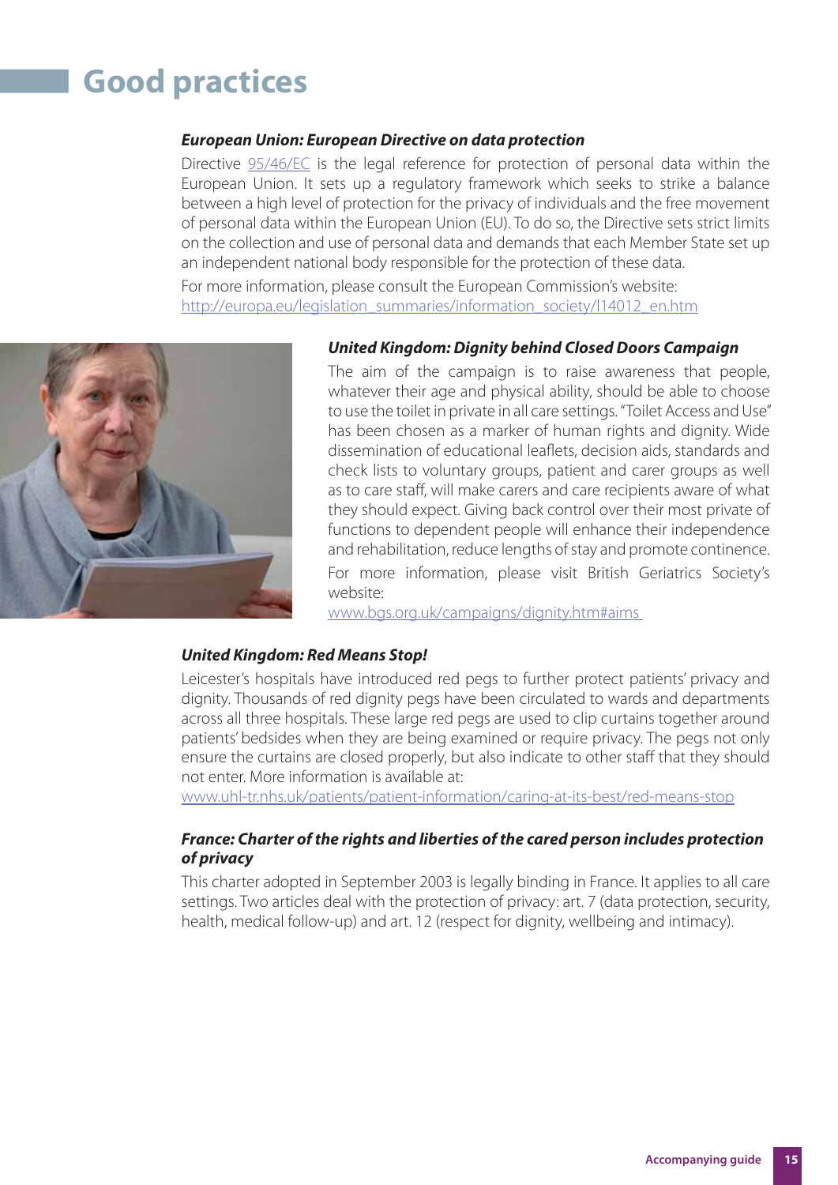# Good practices

### *European Union: European Directive on data protection*

Directive 95/46/EC is the legal reference for protection of personal data within the European Union. It sets up a regulatory framework which seeks to strike a balance between a high level of protection for the privacy of individuals and the free movement of personal data within the European Union (EU). To do so, the Directive sets strict limits on the collection and use of personal data and demands that each Member State set up an independent national body responsible for the protection of these data.

For more information, please consult the European Commission's website: http://europa.eu/legislation_summaries/information_society/l14012_en.htm

### *United Kingdom: Dignity behind Closed Doors Campaign*

The aim of the campaign is to raise awareness that people, whatever their age and physical ability, should be able to choose to use the toilet in private in all care settings. "Toilet Access and Use" has been chosen as a marker of human rights and dignity. Wide dissemination of educational leaflets, decision aids, standards and check lists to voluntary groups, patient and carer groups as well as to care staff, will make carers and care recipients aware of what they should expect. Giving back control over their most private of functions to dependent people will enhance their independence and rehabilitation, reduce lengths of stay and promote continence.

For more information, please visit British Geriatrics Society's website:
www.bgs.org.uk/campaigns/dignity.htm#aims

### *United Kingdom: Red Means Stop!*

Leicester's hospitals have introduced red pegs to further protect patients' privacy and dignity. Thousands of red dignity pegs have been circulated to wards and departments across all three hospitals. These large red pegs are used to clip curtains together around patients' bedsides when they are being examined or require privacy. The pegs not only ensure the curtains are closed properly, but also indicate to other staff that they should not enter. More information is available at:
www.uhl-tr.nhs.uk/patients/patient-information/caring-at-its-best/red-means-stop

### *France: Charter of the rights and liberties of the cared person includes protection of privacy*

This charter adopted in September 2003 is legally binding in France. It applies to all care settings. Two articles deal with the protection of privacy: art. 7 (data protection, security, health, medical follow-up) and art. 12 (respect for dignity, wellbeing and intimacy).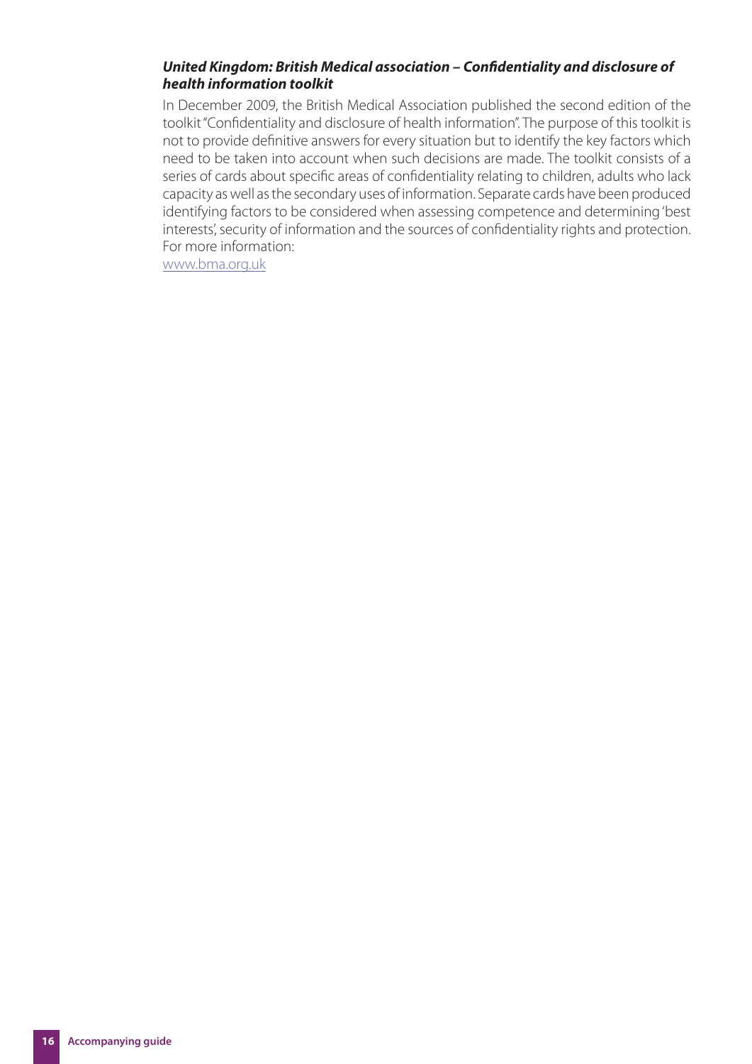***United Kingdom: British Medical association – Confidentiality and disclosure of health information toolkit***

In December 2009, the British Medical Association published the second edition of the toolkit "Confidentiality and disclosure of health information". The purpose of this toolkit is not to provide definitive answers for every situation but to identify the key factors which need to be taken into account when such decisions are made. The toolkit consists of a series of cards about specific areas of confidentiality relating to children, adults who lack capacity as well as the secondary uses of information. Separate cards have been produced identifying factors to be considered when assessing competence and determining 'best interests', security of information and the sources of confidentiality rights and protection. For more information:
www.bma.org.uk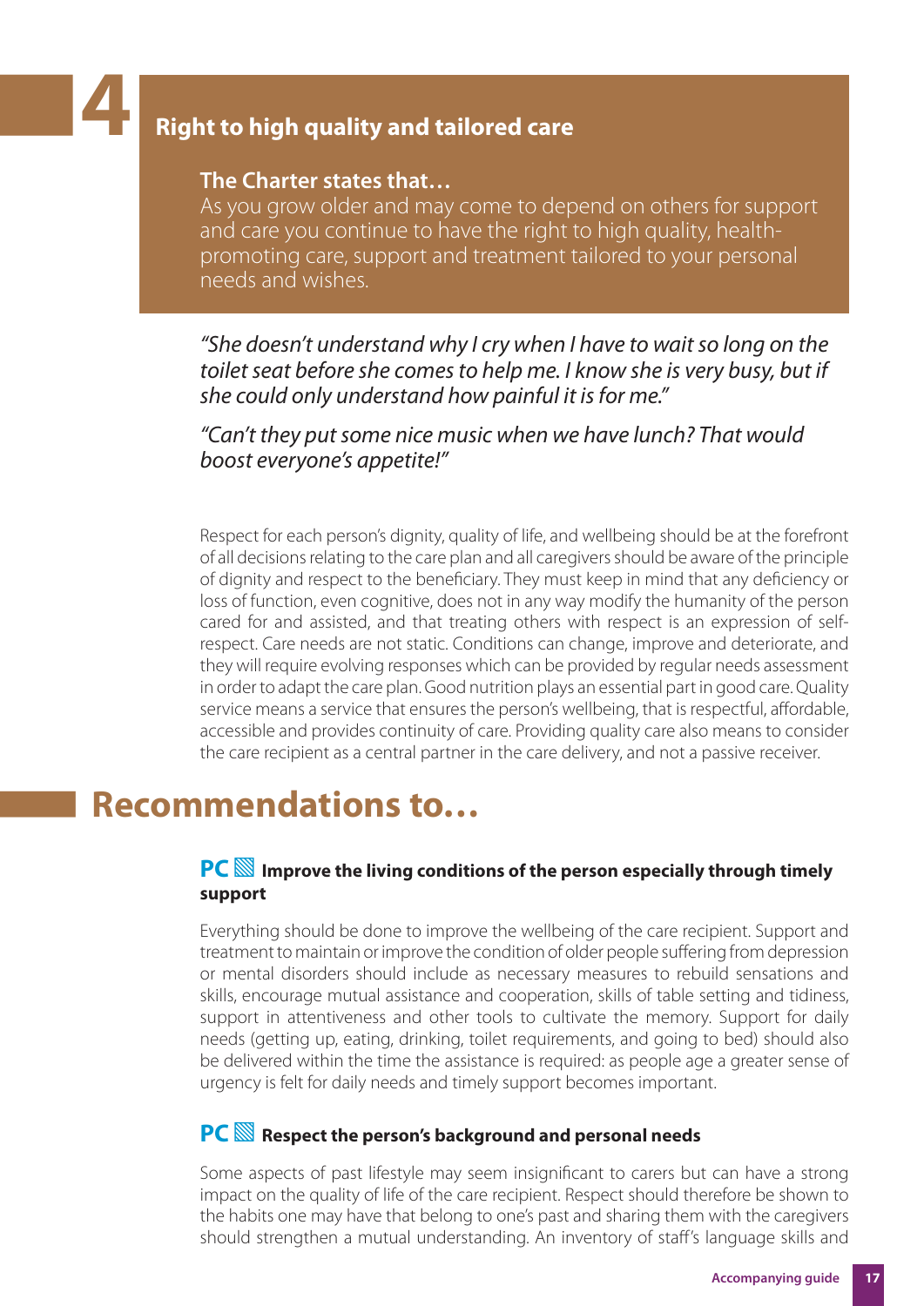# 4 Right to high quality and tailored care

**The Charter states that…**

As you grow older and may come to depend on others for support and care you continue to have the right to high quality, health-promoting care, support and treatment tailored to your personal needs and wishes.

*"She doesn't understand why I cry when I have to wait so long on the toilet seat before she comes to help me. I know she is very busy, but if she could only understand how painful it is for me."*

*"Can't they put some nice music when we have lunch? That would boost everyone's appetite!"*

Respect for each person's dignity, quality of life, and wellbeing should be at the forefront of all decisions relating to the care plan and all caregivers should be aware of the principle of dignity and respect to the beneficiary. They must keep in mind that any deficiency or loss of function, even cognitive, does not in any way modify the humanity of the person cared for and assisted, and that treating others with respect is an expression of self-respect. Care needs are not static. Conditions can change, improve and deteriorate, and they will require evolving responses which can be provided by regular needs assessment in order to adapt the care plan. Good nutrition plays an essential part in good care. Quality service means a service that ensures the person's wellbeing, that is respectful, affordable, accessible and provides continuity of care. Providing quality care also means to consider the care recipient as a central partner in the care delivery, and not a passive receiver.

## Recommendations to…

### PC Improve the living conditions of the person especially through timely support

Everything should be done to improve the wellbeing of the care recipient. Support and treatment to maintain or improve the condition of older people suffering from depression or mental disorders should include as necessary measures to rebuild sensations and skills, encourage mutual assistance and cooperation, skills of table setting and tidiness, support in attentiveness and other tools to cultivate the memory. Support for daily needs (getting up, eating, drinking, toilet requirements, and going to bed) should also be delivered within the time the assistance is required: as people age a greater sense of urgency is felt for daily needs and timely support becomes important.

### PC Respect the person's background and personal needs

Some aspects of past lifestyle may seem insignificant to carers but can have a strong impact on the quality of life of the care recipient. Respect should therefore be shown to the habits one may have that belong to one's past and sharing them with the caregivers should strengthen a mutual understanding. An inventory of staff's language skills and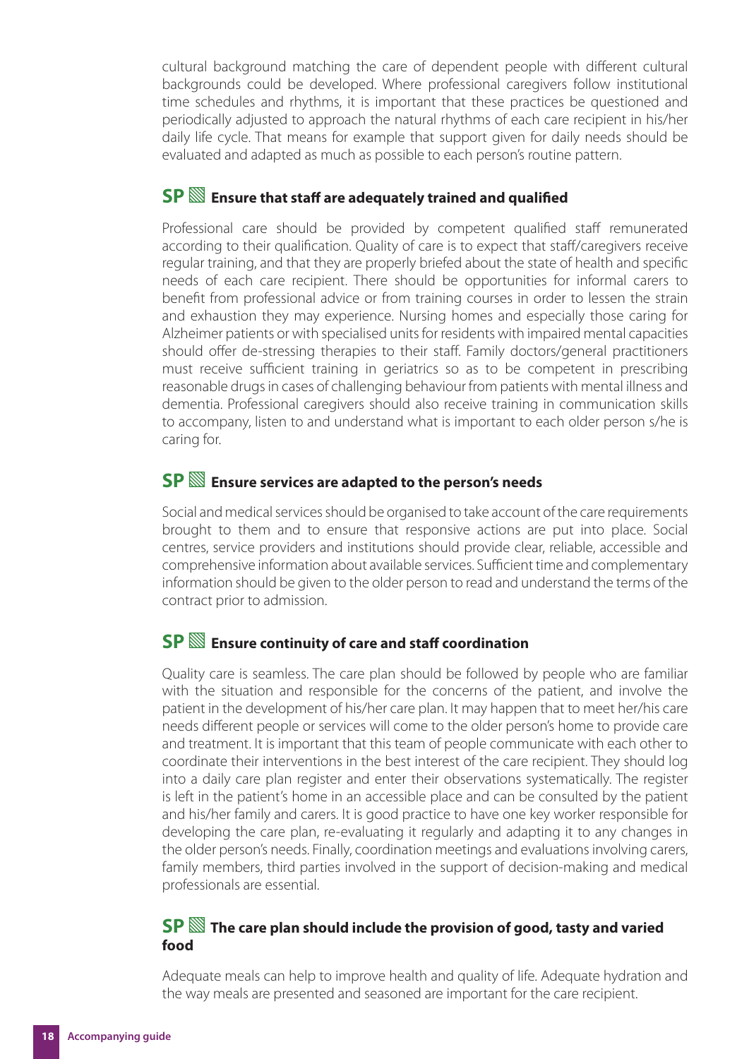cultural background matching the care of dependent people with different cultural backgrounds could be developed. Where professional caregivers follow institutional time schedules and rhythms, it is important that these practices be questioned and periodically adjusted to approach the natural rhythms of each care recipient in his/her daily life cycle. That means for example that support given for daily needs should be evaluated and adapted as much as possible to each person's routine pattern.

### SP Ensure that staff are adequately trained and qualified

Professional care should be provided by competent qualified staff remunerated according to their qualification. Quality of care is to expect that staff/caregivers receive regular training, and that they are properly briefed about the state of health and specific needs of each care recipient. There should be opportunities for informal carers to benefit from professional advice or from training courses in order to lessen the strain and exhaustion they may experience. Nursing homes and especially those caring for Alzheimer patients or with specialised units for residents with impaired mental capacities should offer de-stressing therapies to their staff. Family doctors/general practitioners must receive sufficient training in geriatrics so as to be competent in prescribing reasonable drugs in cases of challenging behaviour from patients with mental illness and dementia. Professional caregivers should also receive training in communication skills to accompany, listen to and understand what is important to each older person s/he is caring for.

### SP Ensure services are adapted to the person's needs

Social and medical services should be organised to take account of the care requirements brought to them and to ensure that responsive actions are put into place. Social centres, service providers and institutions should provide clear, reliable, accessible and comprehensive information about available services. Sufficient time and complementary information should be given to the older person to read and understand the terms of the contract prior to admission.

### SP Ensure continuity of care and staff coordination

Quality care is seamless. The care plan should be followed by people who are familiar with the situation and responsible for the concerns of the patient, and involve the patient in the development of his/her care plan. It may happen that to meet her/his care needs different people or services will come to the older person's home to provide care and treatment. It is important that this team of people communicate with each other to coordinate their interventions in the best interest of the care recipient. They should log into a daily care plan register and enter their observations systematically. The register is left in the patient's home in an accessible place and can be consulted by the patient and his/her family and carers. It is good practice to have one key worker responsible for developing the care plan, re-evaluating it regularly and adapting it to any changes in the older person's needs. Finally, coordination meetings and evaluations involving carers, family members, third parties involved in the support of decision-making and medical professionals are essential.

### SP The care plan should include the provision of good, tasty and varied food

Adequate meals can help to improve health and quality of life. Adequate hydration and the way meals are presented and seasoned are important for the care recipient.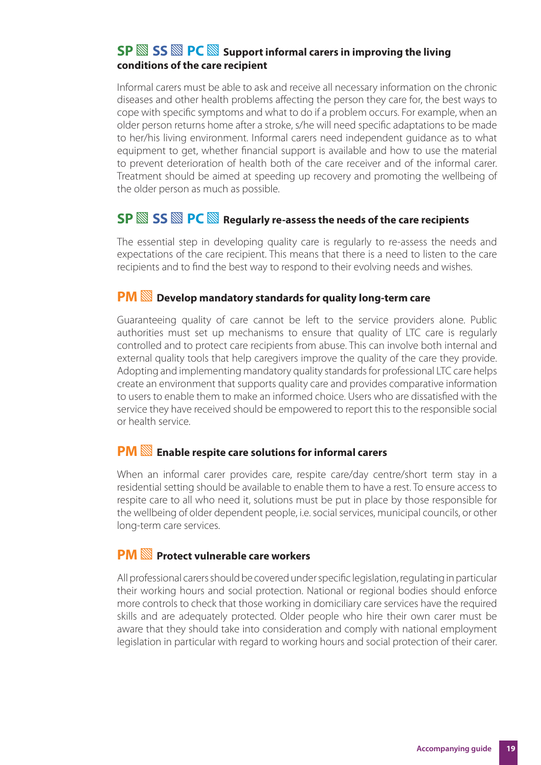### SP SS PC Support informal carers in improving the living conditions of the care recipient

Informal carers must be able to ask and receive all necessary information on the chronic diseases and other health problems affecting the person they care for, the best ways to cope with specific symptoms and what to do if a problem occurs. For example, when an older person returns home after a stroke, s/he will need specific adaptations to be made to her/his living environment. Informal carers need independent guidance as to what equipment to get, whether financial support is available and how to use the material to prevent deterioration of health both of the care receiver and of the informal carer. Treatment should be aimed at speeding up recovery and promoting the wellbeing of the older person as much as possible.

### SP SS PC Regularly re-assess the needs of the care recipients

The essential step in developing quality care is regularly to re-assess the needs and expectations of the care recipient. This means that there is a need to listen to the care recipients and to find the best way to respond to their evolving needs and wishes.

### PM Develop mandatory standards for quality long-term care

Guaranteeing quality of care cannot be left to the service providers alone. Public authorities must set up mechanisms to ensure that quality of LTC care is regularly controlled and to protect care recipients from abuse. This can involve both internal and external quality tools that help caregivers improve the quality of the care they provide. Adopting and implementing mandatory quality standards for professional LTC care helps create an environment that supports quality care and provides comparative information to users to enable them to make an informed choice. Users who are dissatisfied with the service they have received should be empowered to report this to the responsible social or health service.

### PM Enable respite care solutions for informal carers

When an informal carer provides care, respite care/day centre/short term stay in a residential setting should be available to enable them to have a rest. To ensure access to respite care to all who need it, solutions must be put in place by those responsible for the wellbeing of older dependent people, i.e. social services, municipal councils, or other long-term care services.

### PM Protect vulnerable care workers

All professional carers should be covered under specific legislation, regulating in particular their working hours and social protection. National or regional bodies should enforce more controls to check that those working in domiciliary care services have the required skills and are adequately protected. Older people who hire their own carer must be aware that they should take into consideration and comply with national employment legislation in particular with regard to working hours and social protection of their carer.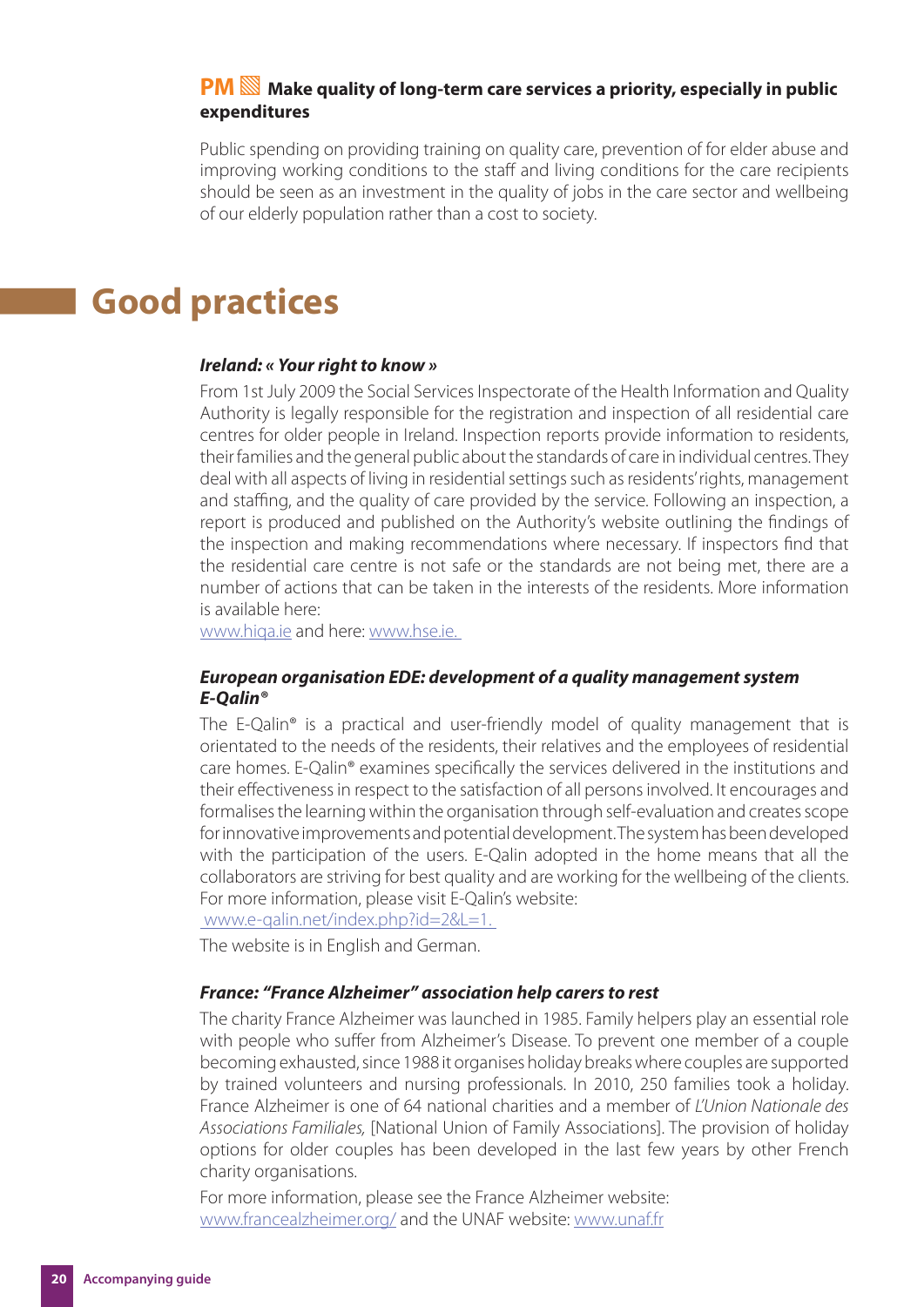### PM Make quality of long-term care services a priority, especially in public expenditures

Public spending on providing training on quality care, prevention of for elder abuse and improving working conditions to the staff and living conditions for the care recipients should be seen as an investment in the quality of jobs in the care sector and wellbeing of our elderly population rather than a cost to society.

## Good practices

***Ireland: « Your right to know »***

From 1st July 2009 the Social Services Inspectorate of the Health Information and Quality Authority is legally responsible for the registration and inspection of all residential care centres for older people in Ireland. Inspection reports provide information to residents, their families and the general public about the standards of care in individual centres. They deal with all aspects of living in residential settings such as residents' rights, management and staffing, and the quality of care provided by the service. Following an inspection, a report is produced and published on the Authority's website outlining the findings of the inspection and making recommendations where necessary. If inspectors find that the residential care centre is not safe or the standards are not being met, there are a number of actions that can be taken in the interests of the residents. More information is available here:
www.hiqa.ie and here: www.hse.ie.

***European organisation EDE: development of a quality management system E-Qalin®***

The E-Qalin® is a practical and user-friendly model of quality management that is orientated to the needs of the residents, their relatives and the employees of residential care homes. E-Qalin® examines specifically the services delivered in the institutions and their effectiveness in respect to the satisfaction of all persons involved. It encourages and formalises the learning within the organisation through self-evaluation and creates scope for innovative improvements and potential development. The system has been developed with the participation of the users. E-Qalin adopted in the home means that all the collaborators are striving for best quality and are working for the wellbeing of the clients. For more information, please visit E-Qalin's website:
www.e-qalin.net/index.php?id=2&L=1.

The website is in English and German.

***France: "France Alzheimer" association help carers to rest***

The charity France Alzheimer was launched in 1985. Family helpers play an essential role with people who suffer from Alzheimer's Disease. To prevent one member of a couple becoming exhausted, since 1988 it organises holiday breaks where couples are supported by trained volunteers and nursing professionals. In 2010, 250 families took a holiday. France Alzheimer is one of 64 national charities and a member of *L'Union Nationale des Associations Familiales,* [National Union of Family Associations]. The provision of holiday options for older couples has been developed in the last few years by other French charity organisations.

For more information, please see the France Alzheimer website:
www.francealzheimer.org/ and the UNAF website: www.unaf.fr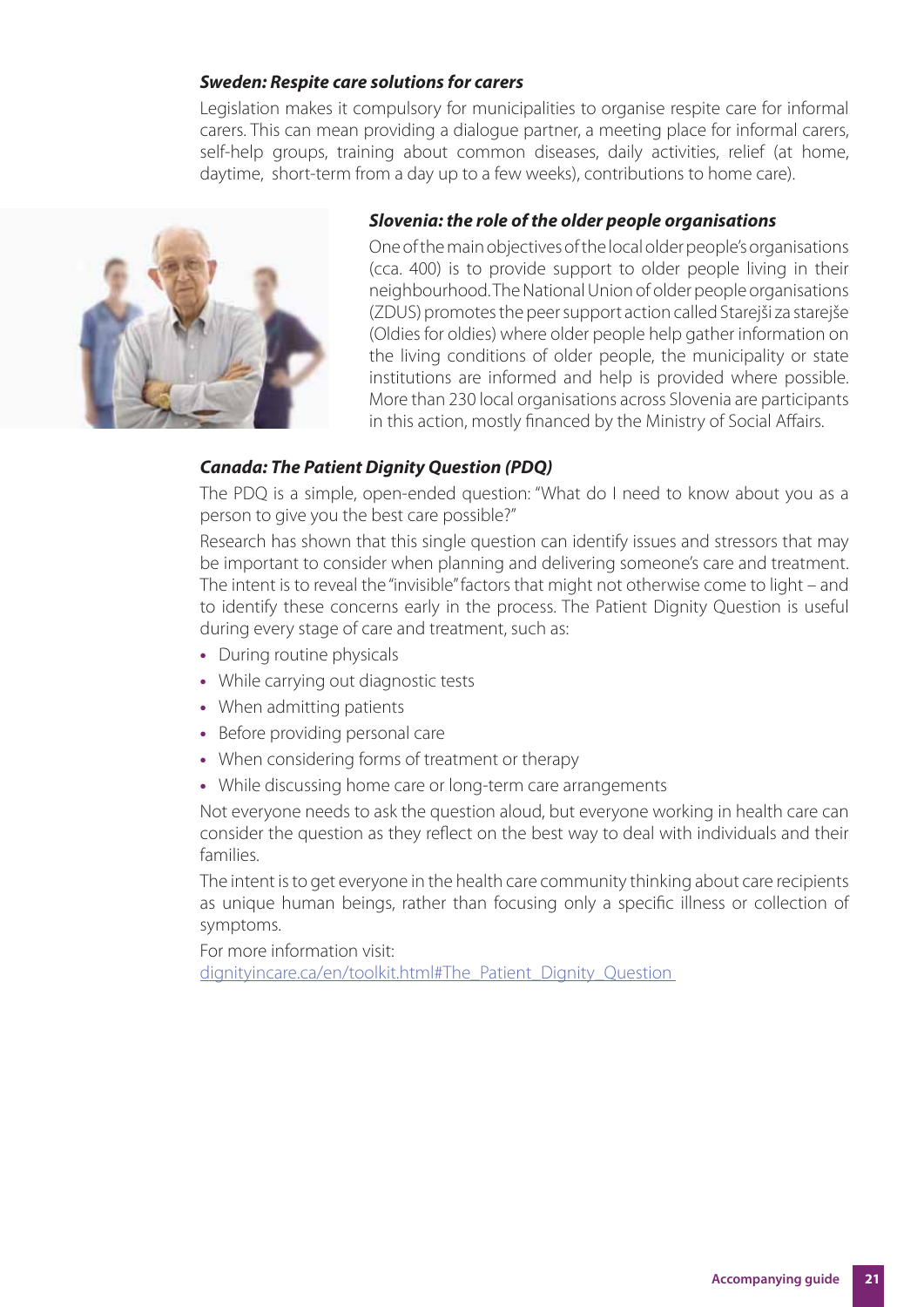***Sweden: Respite care solutions for carers***

Legislation makes it compulsory for municipalities to organise respite care for informal carers. This can mean providing a dialogue partner, a meeting place for informal carers, self-help groups, training about common diseases, daily activities, relief (at home, daytime, short-term from a day up to a few weeks), contributions to home care).

***Slovenia: the role of the older people organisations***

One of the main objectives of the local older people's organisations (cca. 400) is to provide support to older people living in their neighbourhood. The National Union of older people organisations (ZDUS) promotes the peer support action called Starejši za starejše (Oldies for oldies) where older people help gather information on the living conditions of older people, the municipality or state institutions are informed and help is provided where possible. More than 230 local organisations across Slovenia are participants in this action, mostly financed by the Ministry of Social Affairs.

***Canada: The Patient Dignity Question (PDQ)***

The PDQ is a simple, open-ended question: "What do I need to know about you as a person to give you the best care possible?"

Research has shown that this single question can identify issues and stressors that may be important to consider when planning and delivering someone's care and treatment. The intent is to reveal the "invisible" factors that might not otherwise come to light – and to identify these concerns early in the process. The Patient Dignity Question is useful during every stage of care and treatment, such as:

- During routine physicals
- While carrying out diagnostic tests
- When admitting patients
- Before providing personal care
- When considering forms of treatment or therapy
- While discussing home care or long-term care arrangements

Not everyone needs to ask the question aloud, but everyone working in health care can consider the question as they reflect on the best way to deal with individuals and their families.

The intent is to get everyone in the health care community thinking about care recipients as unique human beings, rather than focusing only a specific illness or collection of symptoms.

For more information visit:
dignityincare.ca/en/toolkit.html#The_Patient_Dignity_Question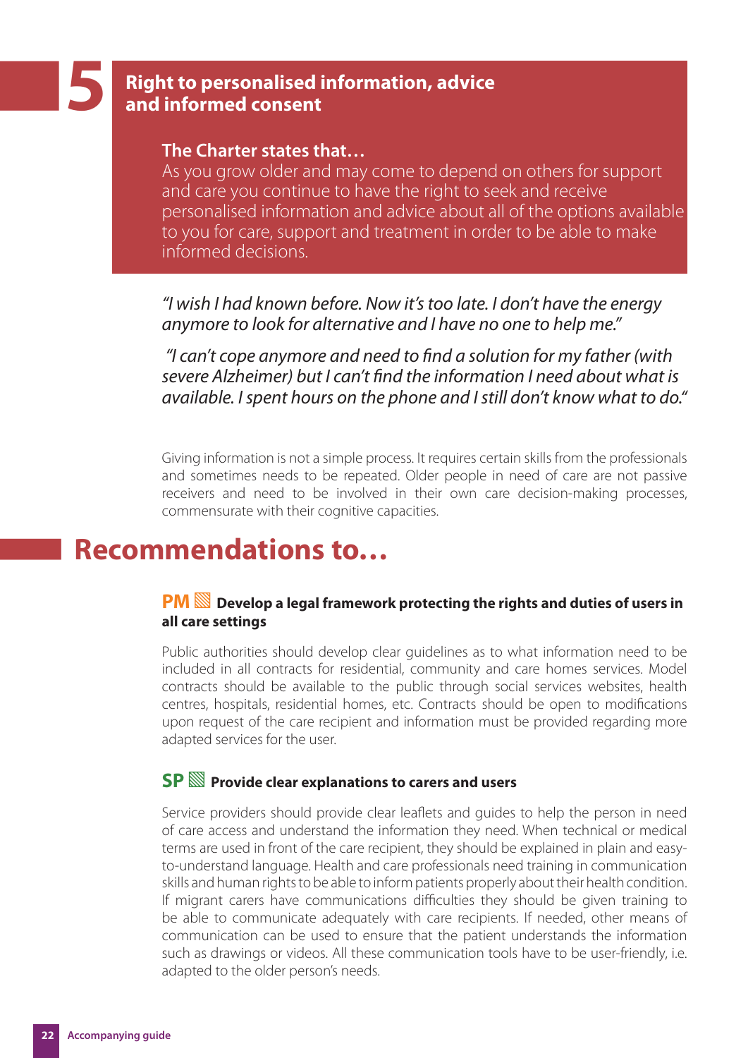# 5 Right to personalised information, advice and informed consent

**The Charter states that…**

As you grow older and may come to depend on others for support and care you continue to have the right to seek and receive personalised information and advice about all of the options available to you for care, support and treatment in order to be able to make informed decisions.

*"I wish I had known before. Now it's too late. I don't have the energy anymore to look for alternative and I have no one to help me."*

*"I can't cope anymore and need to find a solution for my father (with severe Alzheimer) but I can't find the information I need about what is available. I spent hours on the phone and I still don't know what to do."*

Giving information is not a simple process. It requires certain skills from the professionals and sometimes needs to be repeated. Older people in need of care are not passive receivers and need to be involved in their own care decision-making processes, commensurate with their cognitive capacities.

## Recommendations to…

### PM Develop a legal framework protecting the rights and duties of users in all care settings

Public authorities should develop clear guidelines as to what information need to be included in all contracts for residential, community and care homes services. Model contracts should be available to the public through social services websites, health centres, hospitals, residential homes, etc. Contracts should be open to modifications upon request of the care recipient and information must be provided regarding more adapted services for the user.

### SP Provide clear explanations to carers and users

Service providers should provide clear leaflets and guides to help the person in need of care access and understand the information they need. When technical or medical terms are used in front of the care recipient, they should be explained in plain and easy-to-understand language. Health and care professionals need training in communication skills and human rights to be able to inform patients properly about their health condition. If migrant carers have communications difficulties they should be given training to be able to communicate adequately with care recipients. If needed, other means of communication can be used to ensure that the patient understands the information such as drawings or videos. All these communication tools have to be user-friendly, i.e. adapted to the older person's needs.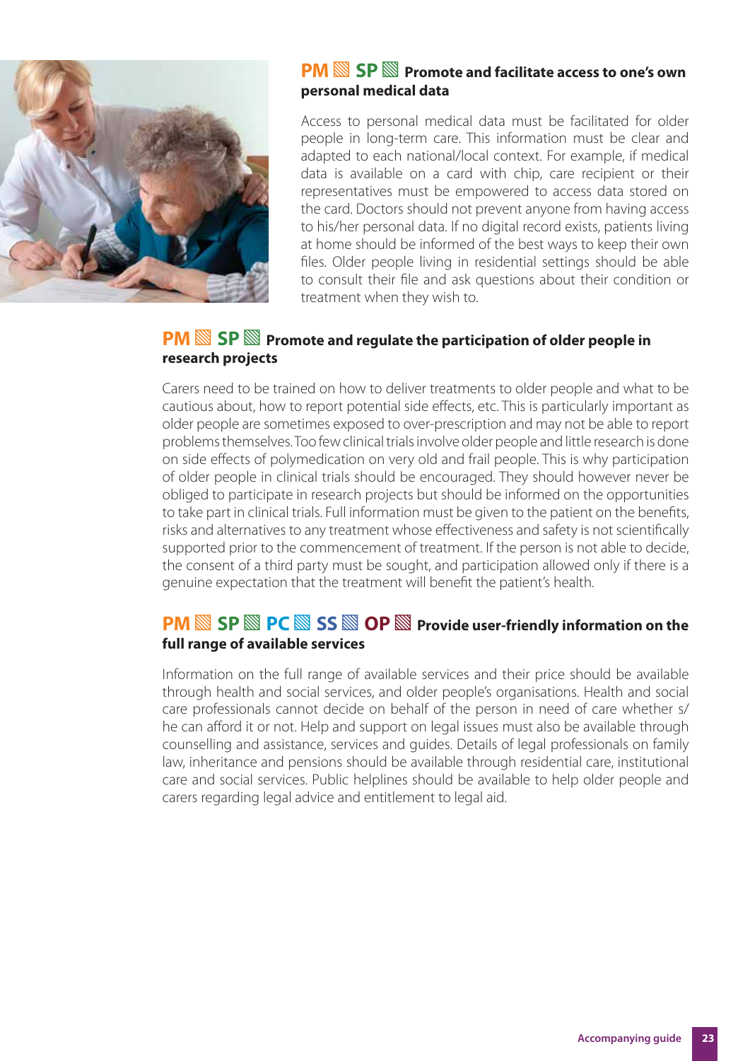### PM SP Promote and facilitate access to one's own personal medical data

Access to personal medical data must be facilitated for older people in long-term care. This information must be clear and adapted to each national/local context. For example, if medical data is available on a card with chip, care recipient or their representatives must be empowered to access data stored on the card. Doctors should not prevent anyone from having access to his/her personal data. If no digital record exists, patients living at home should be informed of the best ways to keep their own files. Older people living in residential settings should be able to consult their file and ask questions about their condition or treatment when they wish to.

### PM SP Promote and regulate the participation of older people in research projects

Carers need to be trained on how to deliver treatments to older people and what to be cautious about, how to report potential side effects, etc. This is particularly important as older people are sometimes exposed to over-prescription and may not be able to report problems themselves. Too few clinical trials involve older people and little research is done on side effects of polymedication on very old and frail people. This is why participation of older people in clinical trials should be encouraged. They should however never be obliged to participate in research projects but should be informed on the opportunities to take part in clinical trials. Full information must be given to the patient on the benefits, risks and alternatives to any treatment whose effectiveness and safety is not scientifically supported prior to the commencement of treatment. If the person is not able to decide, the consent of a third party must be sought, and participation allowed only if there is a genuine expectation that the treatment will benefit the patient's health.

### PM SP PC SS OP Provide user-friendly information on the full range of available services

Information on the full range of available services and their price should be available through health and social services, and older people's organisations. Health and social care professionals cannot decide on behalf of the person in need of care whether s/he can afford it or not. Help and support on legal issues must also be available through counselling and assistance, services and guides. Details of legal professionals on family law, inheritance and pensions should be available through residential care, institutional care and social services. Public helplines should be available to help older people and carers regarding legal advice and entitlement to legal aid.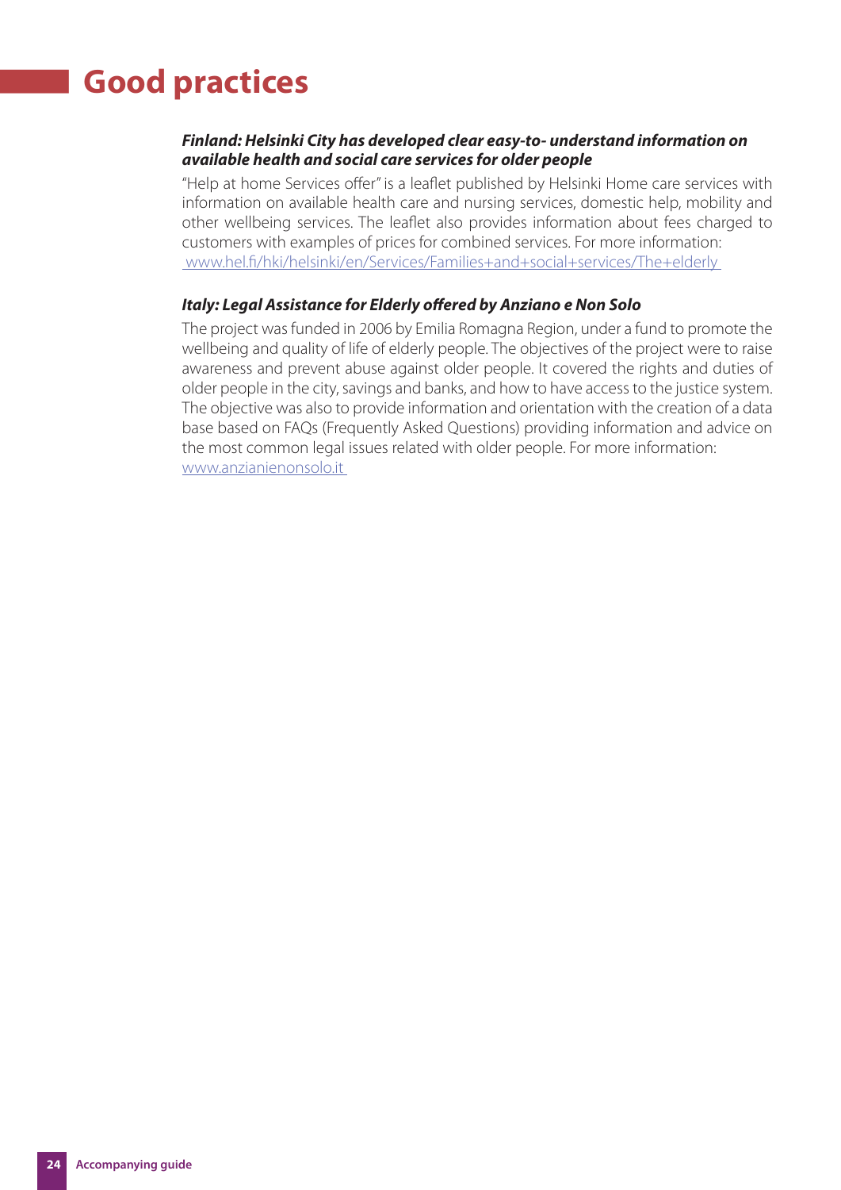# Good practices

***Finland: Helsinki City has developed clear easy-to- understand information on available health and social care services for older people***

"Help at home Services offer" is a leaflet published by Helsinki Home care services with information on available health care and nursing services, domestic help, mobility and other wellbeing services. The leaflet also provides information about fees charged to customers with examples of prices for combined services. For more information: www.hel.fi/hki/helsinki/en/Services/Families+and+social+services/The+elderly

***Italy: Legal Assistance for Elderly offered by Anziano e Non Solo***

The project was funded in 2006 by Emilia Romagna Region, under a fund to promote the wellbeing and quality of life of elderly people. The objectives of the project were to raise awareness and prevent abuse against older people. It covered the rights and duties of older people in the city, savings and banks, and how to have access to the justice system. The objective was also to provide information and orientation with the creation of a data base based on FAQs (Frequently Asked Questions) providing information and advice on the most common legal issues related with older people. For more information: www.anzianienonsolo.it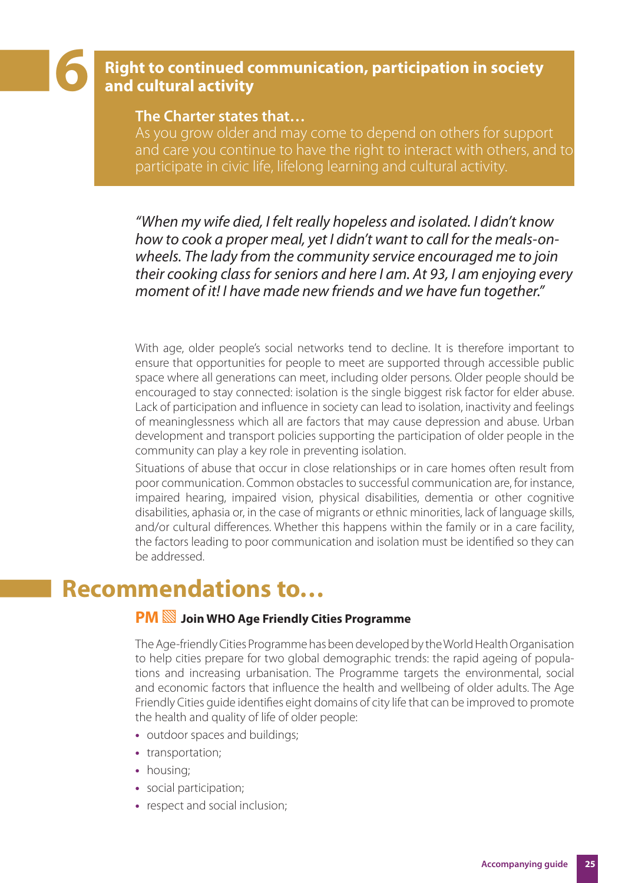# 6 Right to continued communication, participation in society and cultural activity

**The Charter states that…**

As you grow older and may come to depend on others for support and care you continue to have the right to interact with others, and to participate in civic life, lifelong learning and cultural activity.

*"When my wife died, I felt really hopeless and isolated. I didn't know how to cook a proper meal, yet I didn't want to call for the meals-on-wheels. The lady from the community service encouraged me to join their cooking class for seniors and here I am. At 93, I am enjoying every moment of it! I have made new friends and we have fun together."*

With age, older people's social networks tend to decline. It is therefore important to ensure that opportunities for people to meet are supported through accessible public space where all generations can meet, including older persons. Older people should be encouraged to stay connected: isolation is the single biggest risk factor for elder abuse. Lack of participation and influence in society can lead to isolation, inactivity and feelings of meaninglessness which all are factors that may cause depression and abuse. Urban development and transport policies supporting the participation of older people in the community can play a key role in preventing isolation.

Situations of abuse that occur in close relationships or in care homes often result from poor communication. Common obstacles to successful communication are, for instance, impaired hearing, impaired vision, physical disabilities, dementia or other cognitive disabilities, aphasia or, in the case of migrants or ethnic minorities, lack of language skills, and/or cultural differences. Whether this happens within the family or in a care facility, the factors leading to poor communication and isolation must be identified so they can be addressed.

## Recommendations to…

### PM Join WHO Age Friendly Cities Programme

The Age-friendly Cities Programme has been developed by the World Health Organisation to help cities prepare for two global demographic trends: the rapid ageing of populations and increasing urbanisation. The Programme targets the environmental, social and economic factors that influence the health and wellbeing of older adults. The Age Friendly Cities guide identifies eight domains of city life that can be improved to promote the health and quality of life of older people:

- outdoor spaces and buildings;
- transportation;
- housing;
- social participation;
- respect and social inclusion;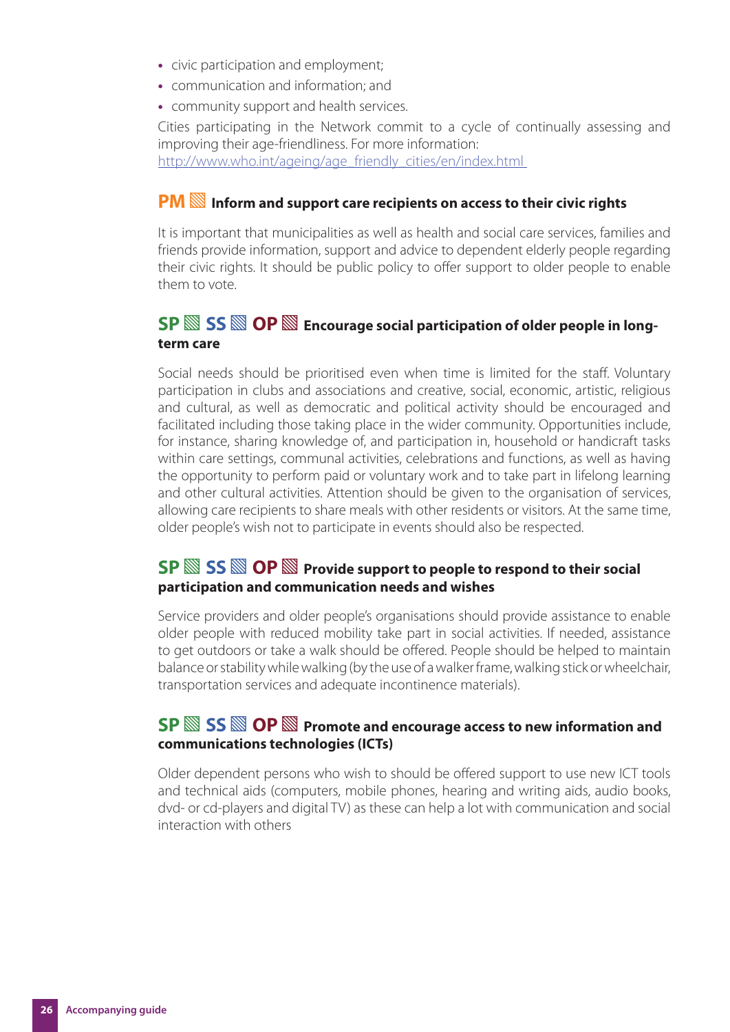- civic participation and employment;
- communication and information; and
- community support and health services.

Cities participating in the Network commit to a cycle of continually assessing and improving their age-friendliness. For more information: http://www.who.int/ageing/age_friendly_cities/en/index.html

### PM Inform and support care recipients on access to their civic rights

It is important that municipalities as well as health and social care services, families and friends provide information, support and advice to dependent elderly people regarding their civic rights. It should be public policy to offer support to older people to enable them to vote.

### SP SS OP Encourage social participation of older people in long-term care

Social needs should be prioritised even when time is limited for the staff. Voluntary participation in clubs and associations and creative, social, economic, artistic, religious and cultural, as well as democratic and political activity should be encouraged and facilitated including those taking place in the wider community. Opportunities include, for instance, sharing knowledge of, and participation in, household or handicraft tasks within care settings, communal activities, celebrations and functions, as well as having the opportunity to perform paid or voluntary work and to take part in lifelong learning and other cultural activities. Attention should be given to the organisation of services, allowing care recipients to share meals with other residents or visitors. At the same time, older people's wish not to participate in events should also be respected.

### SP SS OP Provide support to people to respond to their social participation and communication needs and wishes

Service providers and older people's organisations should provide assistance to enable older people with reduced mobility take part in social activities. If needed, assistance to get outdoors or take a walk should be offered. People should be helped to maintain balance or stability while walking (by the use of a walker frame, walking stick or wheelchair, transportation services and adequate incontinence materials).

### SP SS OP Promote and encourage access to new information and communications technologies (ICTs)

Older dependent persons who wish to should be offered support to use new ICT tools and technical aids (computers, mobile phones, hearing and writing aids, audio books, dvd- or cd-players and digital TV) as these can help a lot with communication and social interaction with others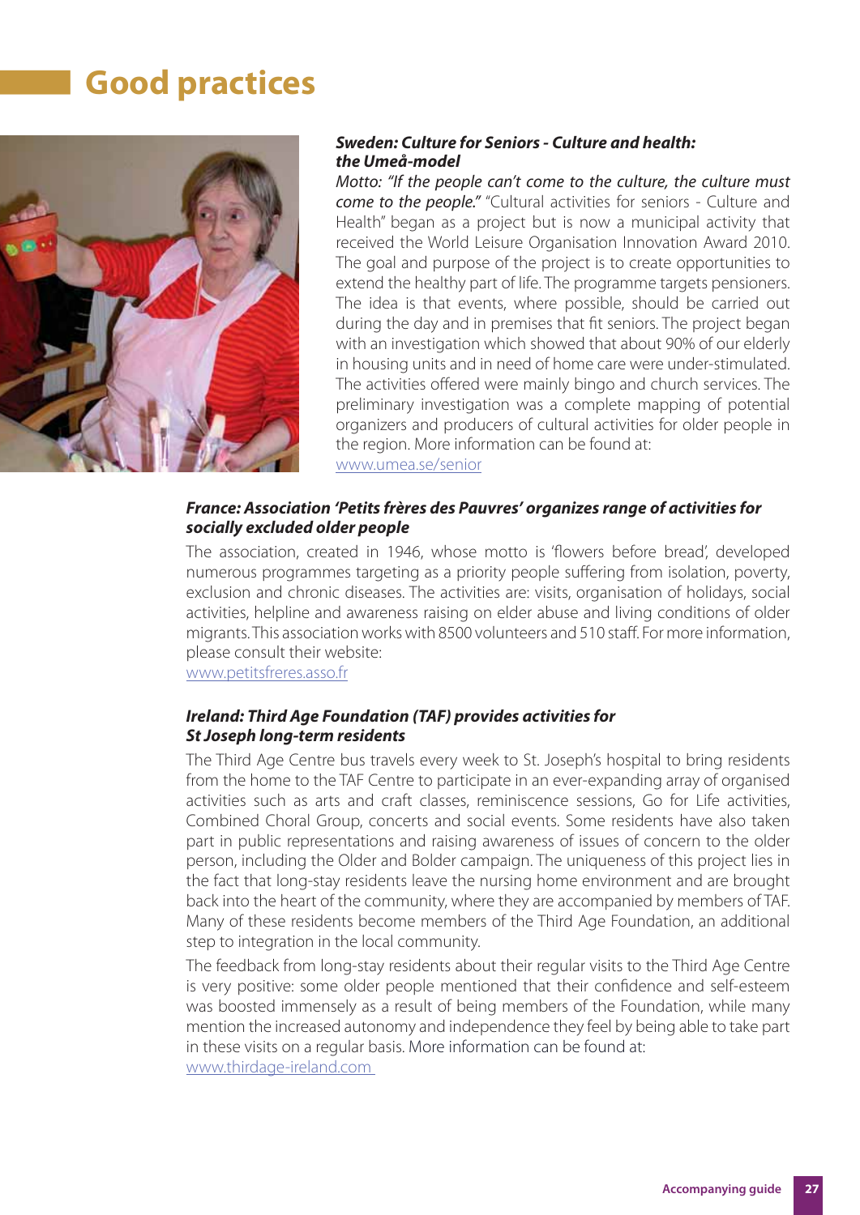# Good practices

***Sweden: Culture for Seniors - Culture and health: the Umeå-model***

*Motto: "If the people can't come to the culture, the culture must come to the people."* "Cultural activities for seniors - Culture and Health" began as a project but is now a municipal activity that received the World Leisure Organisation Innovation Award 2010. The goal and purpose of the project is to create opportunities to extend the healthy part of life. The programme targets pensioners. The idea is that events, where possible, should be carried out during the day and in premises that fit seniors. The project began with an investigation which showed that about 90% of our elderly in housing units and in need of home care were under-stimulated. The activities offered were mainly bingo and church services. The preliminary investigation was a complete mapping of potential organizers and producers of cultural activities for older people in the region. More information can be found at: www.umea.se/senior

***France: Association 'Petits frères des Pauvres' organizes range of activities for socially excluded older people***

The association, created in 1946, whose motto is 'flowers before bread', developed numerous programmes targeting as a priority people suffering from isolation, poverty, exclusion and chronic diseases. The activities are: visits, organisation of holidays, social activities, helpline and awareness raising on elder abuse and living conditions of older migrants. This association works with 8500 volunteers and 510 staff. For more information, please consult their website:
www.petitsfreres.asso.fr

***Ireland: Third Age Foundation (TAF) provides activities for St Joseph long-term residents***

The Third Age Centre bus travels every week to St. Joseph's hospital to bring residents from the home to the TAF Centre to participate in an ever-expanding array of organised activities such as arts and craft classes, reminiscence sessions, Go for Life activities, Combined Choral Group, concerts and social events. Some residents have also taken part in public representations and raising awareness of issues of concern to the older person, including the Older and Bolder campaign. The uniqueness of this project lies in the fact that long-stay residents leave the nursing home environment and are brought back into the heart of the community, where they are accompanied by members of TAF. Many of these residents become members of the Third Age Foundation, an additional step to integration in the local community.

The feedback from long-stay residents about their regular visits to the Third Age Centre is very positive: some older people mentioned that their confidence and self-esteem was boosted immensely as a result of being members of the Foundation, while many mention the increased autonomy and independence they feel by being able to take part in these visits on a regular basis. More information can be found at:
www.thirdage-ireland.com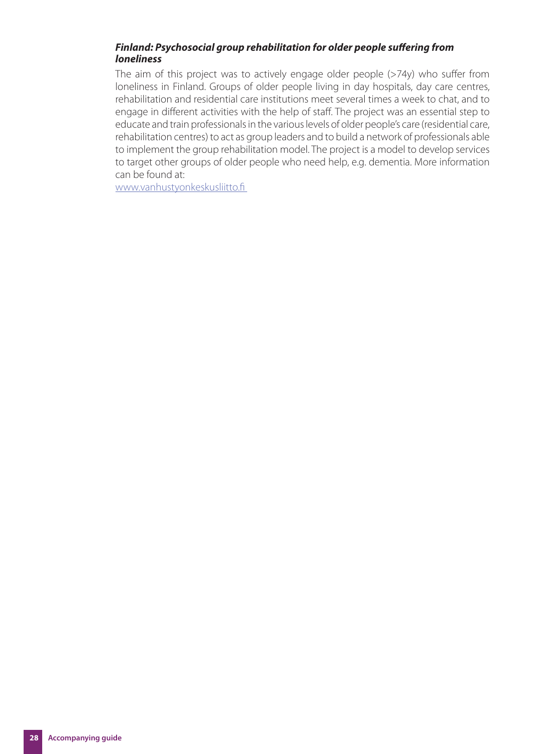***Finland: Psychosocial group rehabilitation for older people suffering from loneliness***

The aim of this project was to actively engage older people (>74y) who suffer from loneliness in Finland. Groups of older people living in day hospitals, day care centres, rehabilitation and residential care institutions meet several times a week to chat, and to engage in different activities with the help of staff. The project was an essential step to educate and train professionals in the various levels of older people's care (residential care, rehabilitation centres) to act as group leaders and to build a network of professionals able to implement the group rehabilitation model. The project is a model to develop services to target other groups of older people who need help, e.g. dementia. More information can be found at:

www.vanhustyonkeskusliitto.fi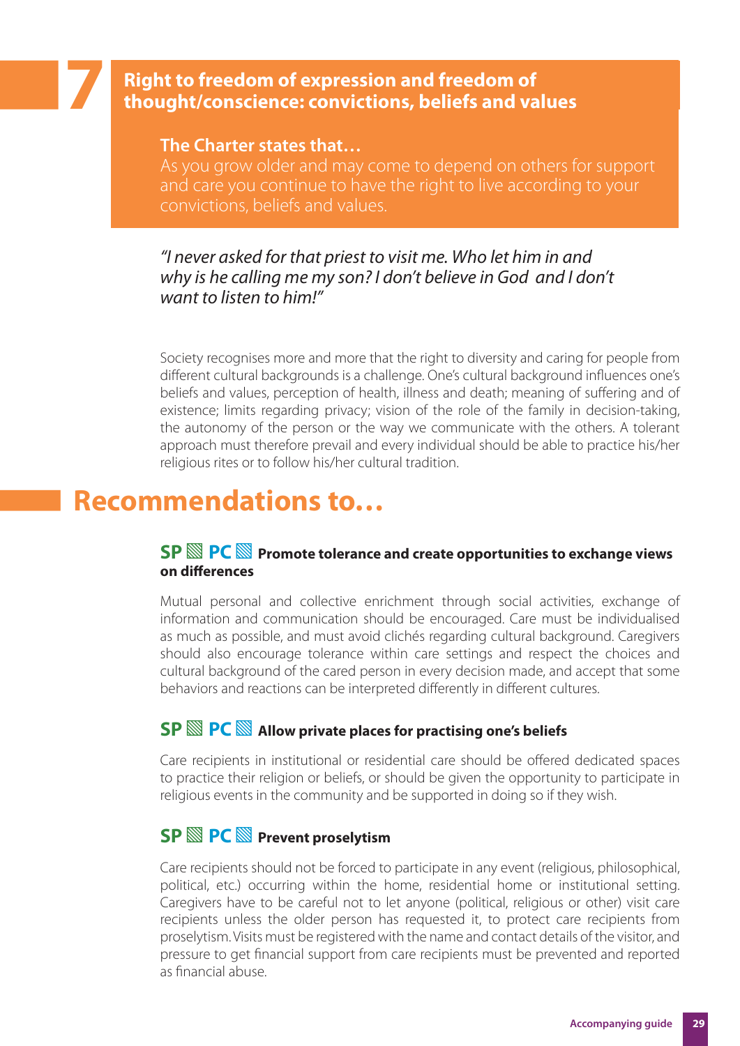# 7 Right to freedom of expression and freedom of thought/conscience: convictions, beliefs and values

**The Charter states that…**

As you grow older and may come to depend on others for support and care you continue to have the right to live according to your convictions, beliefs and values.

*"I never asked for that priest to visit me. Who let him in and why is he calling me my son? I don't believe in God and I don't want to listen to him!"*

Society recognises more and more that the right to diversity and caring for people from different cultural backgrounds is a challenge. One's cultural background influences one's beliefs and values, perception of health, illness and death; meaning of suffering and of existence; limits regarding privacy; vision of the role of the family in decision-taking, the autonomy of the person or the way we communicate with the others. A tolerant approach must therefore prevail and every individual should be able to practice his/her religious rites or to follow his/her cultural tradition.

## Recommendations to…

### SP PC Promote tolerance and create opportunities to exchange views on differences

Mutual personal and collective enrichment through social activities, exchange of information and communication should be encouraged. Care must be individualised as much as possible, and must avoid clichés regarding cultural background. Caregivers should also encourage tolerance within care settings and respect the choices and cultural background of the cared person in every decision made, and accept that some behaviors and reactions can be interpreted differently in different cultures.

### SP PC Allow private places for practising one's beliefs

Care recipients in institutional or residential care should be offered dedicated spaces to practice their religion or beliefs, or should be given the opportunity to participate in religious events in the community and be supported in doing so if they wish.

### SP PC Prevent proselytism

Care recipients should not be forced to participate in any event (religious, philosophical, political, etc.) occurring within the home, residential home or institutional setting. Caregivers have to be careful not to let anyone (political, religious or other) visit care recipients unless the older person has requested it, to protect care recipients from proselytism. Visits must be registered with the name and contact details of the visitor, and pressure to get financial support from care recipients must be prevented and reported as financial abuse.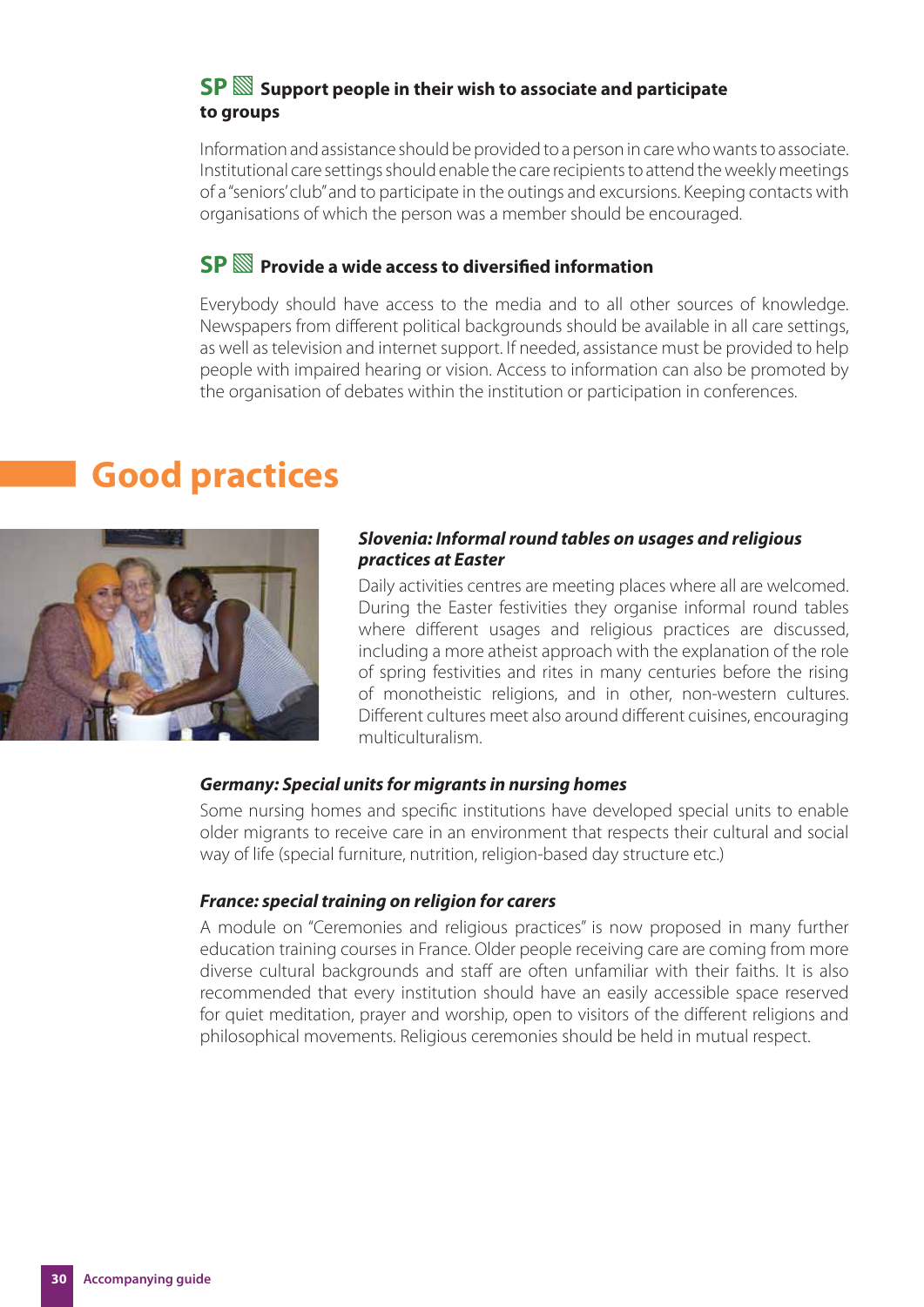### SP Support people in their wish to associate and participate to groups

Information and assistance should be provided to a person in care who wants to associate. Institutional care settings should enable the care recipients to attend the weekly meetings of a "seniors' club" and to participate in the outings and excursions. Keeping contacts with organisations of which the person was a member should be encouraged.

### SP Provide a wide access to diversified information

Everybody should have access to the media and to all other sources of knowledge. Newspapers from different political backgrounds should be available in all care settings, as well as television and internet support. If needed, assistance must be provided to help people with impaired hearing or vision. Access to information can also be promoted by the organisation of debates within the institution or participation in conferences.

## Good practices

***Slovenia: Informal round tables on usages and religious practices at Easter***

Daily activities centres are meeting places where all are welcomed. During the Easter festivities they organise informal round tables where different usages and religious practices are discussed, including a more atheist approach with the explanation of the role of spring festivities and rites in many centuries before the rising of monotheistic religions, and in other, non-western cultures. Different cultures meet also around different cuisines, encouraging multiculturalism.

***Germany: Special units for migrants in nursing homes***

Some nursing homes and specific institutions have developed special units to enable older migrants to receive care in an environment that respects their cultural and social way of life (special furniture, nutrition, religion-based day structure etc.)

***France: special training on religion for carers***

A module on "Ceremonies and religious practices" is now proposed in many further education training courses in France. Older people receiving care are coming from more diverse cultural backgrounds and staff are often unfamiliar with their faiths. It is also recommended that every institution should have an easily accessible space reserved for quiet meditation, prayer and worship, open to visitors of the different religions and philosophical movements. Religious ceremonies should be held in mutual respect.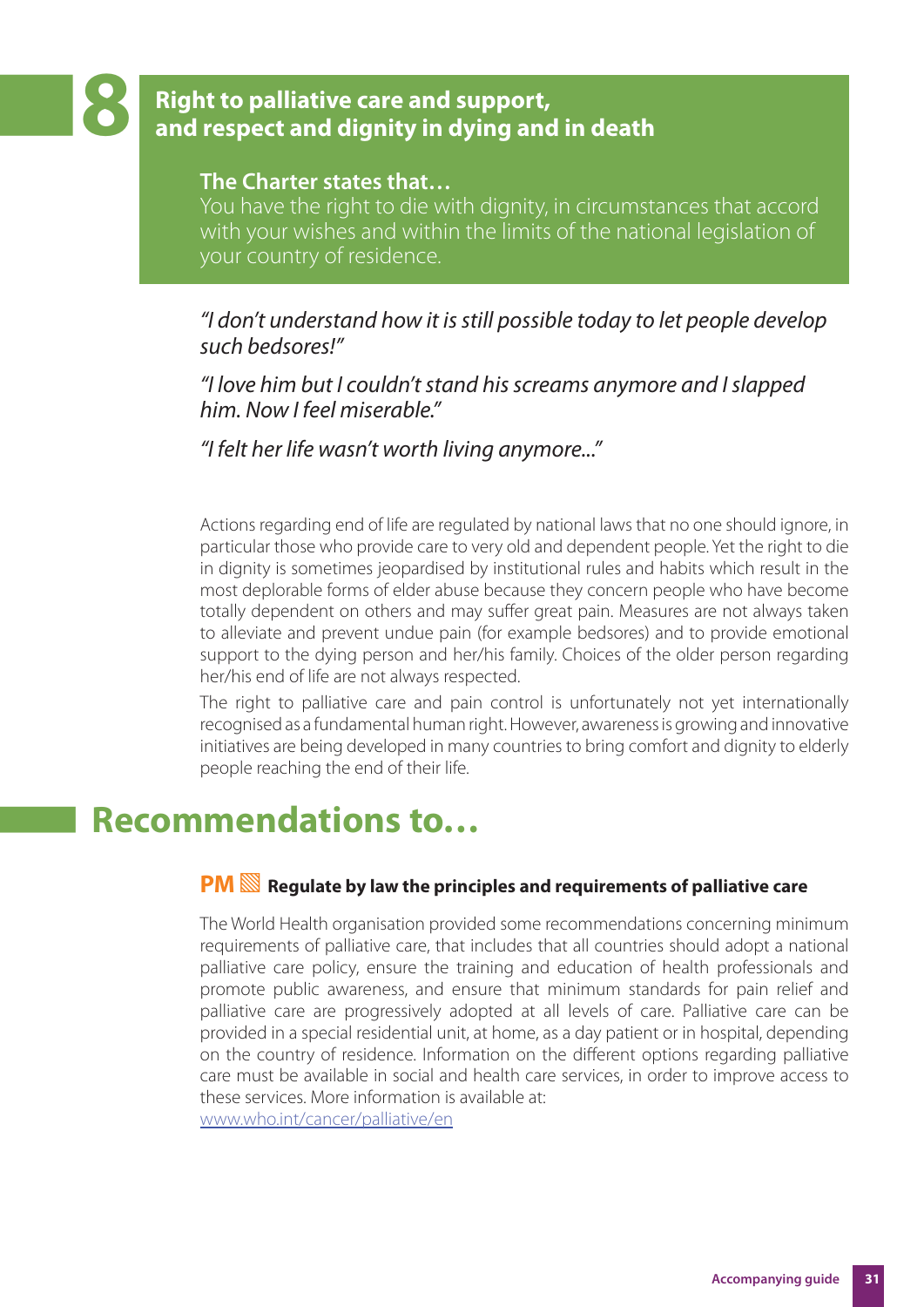# 8 Right to palliative care and support, and respect and dignity in dying and in death

**The Charter states that…**

You have the right to die with dignity, in circumstances that accord with your wishes and within the limits of the national legislation of your country of residence.

*"I don't understand how it is still possible today to let people develop such bedsores!"*

*"I love him but I couldn't stand his screams anymore and I slapped him. Now I feel miserable."*

*"I felt her life wasn't worth living anymore..."*

Actions regarding end of life are regulated by national laws that no one should ignore, in particular those who provide care to very old and dependent people. Yet the right to die in dignity is sometimes jeopardised by institutional rules and habits which result in the most deplorable forms of elder abuse because they concern people who have become totally dependent on others and may suffer great pain. Measures are not always taken to alleviate and prevent undue pain (for example bedsores) and to provide emotional support to the dying person and her/his family. Choices of the older person regarding her/his end of life are not always respected.

The right to palliative care and pain control is unfortunately not yet internationally recognised as a fundamental human right. However, awareness is growing and innovative initiatives are being developed in many countries to bring comfort and dignity to elderly people reaching the end of their life.

## Recommendations to…

### PM Regulate by law the principles and requirements of palliative care

The World Health organisation provided some recommendations concerning minimum requirements of palliative care, that includes that all countries should adopt a national palliative care policy, ensure the training and education of health professionals and promote public awareness, and ensure that minimum standards for pain relief and palliative care are progressively adopted at all levels of care. Palliative care can be provided in a special residential unit, at home, as a day patient or in hospital, depending on the country of residence. Information on the different options regarding palliative care must be available in social and health care services, in order to improve access to these services. More information is available at:
www.who.int/cancer/palliative/en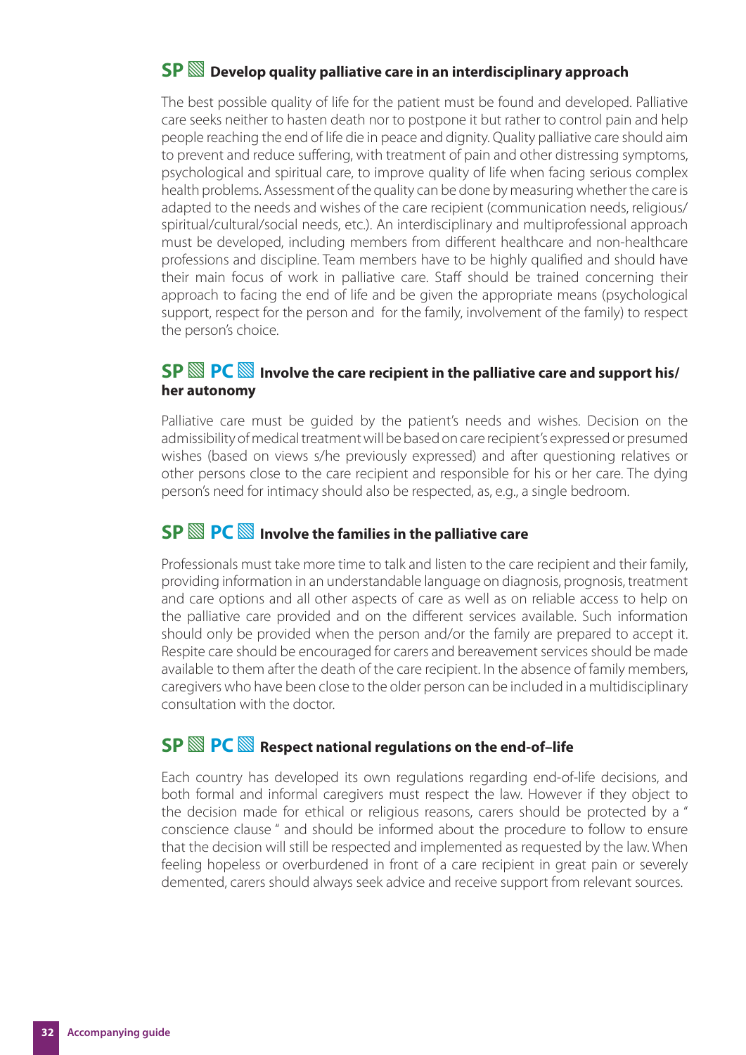## SP ▧ Develop quality palliative care in an interdisciplinary approach

The best possible quality of life for the patient must be found and developed. Palliative care seeks neither to hasten death nor to postpone it but rather to control pain and help people reaching the end of life die in peace and dignity. Quality palliative care should aim to prevent and reduce suffering, with treatment of pain and other distressing symptoms, psychological and spiritual care, to improve quality of life when facing serious complex health problems. Assessment of the quality can be done by measuring whether the care is adapted to the needs and wishes of the care recipient (communication needs, religious/ spiritual/cultural/social needs, etc.). An interdisciplinary and multiprofessional approach must be developed, including members from different healthcare and non-healthcare professions and discipline. Team members have to be highly qualified and should have their main focus of work in palliative care. Staff should be trained concerning their approach to facing the end of life and be given the appropriate means (psychological support, respect for the person and for the family, involvement of the family) to respect the person's choice.

## SP ▧ PC ▧ Involve the care recipient in the palliative care and support his/ her autonomy

Palliative care must be guided by the patient's needs and wishes. Decision on the admissibility of medical treatment will be based on care recipient's expressed or presumed wishes (based on views s/he previously expressed) and after questioning relatives or other persons close to the care recipient and responsible for his or her care. The dying person's need for intimacy should also be respected, as, e.g., a single bedroom.

## SP ▧ PC ▧ Involve the families in the palliative care

Professionals must take more time to talk and listen to the care recipient and their family, providing information in an understandable language on diagnosis, prognosis, treatment and care options and all other aspects of care as well as on reliable access to help on the palliative care provided and on the different services available. Such information should only be provided when the person and/or the family are prepared to accept it. Respite care should be encouraged for carers and bereavement services should be made available to them after the death of the care recipient. In the absence of family members, caregivers who have been close to the older person can be included in a multidisciplinary consultation with the doctor.

## SP ▧ PC ▧ Respect national regulations on the end-of–life

Each country has developed its own regulations regarding end-of-life decisions, and both formal and informal caregivers must respect the law. However if they object to the decision made for ethical or religious reasons, carers should be protected by a " conscience clause " and should be informed about the procedure to follow to ensure that the decision will still be respected and implemented as requested by the law. When feeling hopeless or overburdened in front of a care recipient in great pain or severely demented, carers should always seek advice and receive support from relevant sources.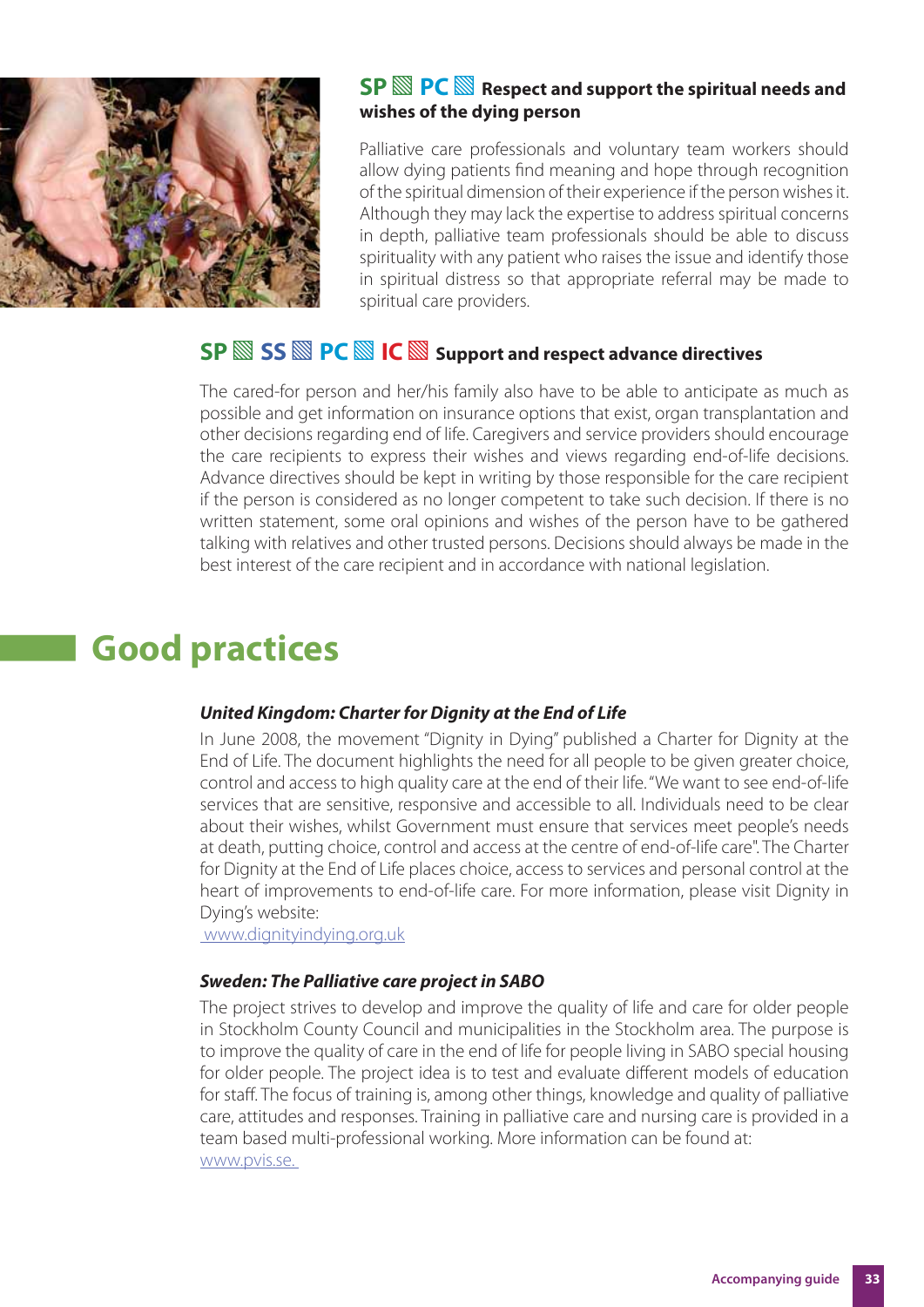### SP ▧ PC ▧ Respect and support the spiritual needs and wishes of the dying person

Palliative care professionals and voluntary team workers should allow dying patients find meaning and hope through recognition of the spiritual dimension of their experience if the person wishes it. Although they may lack the expertise to address spiritual concerns in depth, palliative team professionals should be able to discuss spirituality with any patient who raises the issue and identify those in spiritual distress so that appropriate referral may be made to spiritual care providers.

### SP ▧ SS ▧ PC ▧ IC ▧ Support and respect advance directives

The cared-for person and her/his family also have to be able to anticipate as much as possible and get information on insurance options that exist, organ transplantation and other decisions regarding end of life. Caregivers and service providers should encourage the care recipients to express their wishes and views regarding end-of-life decisions. Advance directives should be kept in writing by those responsible for the care recipient if the person is considered as no longer competent to take such decision. If there is no written statement, some oral opinions and wishes of the person have to be gathered talking with relatives and other trusted persons. Decisions should always be made in the best interest of the care recipient and in accordance with national legislation.

## Good practices

***United Kingdom: Charter for Dignity at the End of Life***

In June 2008, the movement "Dignity in Dying" published a Charter for Dignity at the End of Life. The document highlights the need for all people to be given greater choice, control and access to high quality care at the end of their life. "We want to see end-of-life services that are sensitive, responsive and accessible to all. Individuals need to be clear about their wishes, whilst Government must ensure that services meet people's needs at death, putting choice, control and access at the centre of end-of-life care". The Charter for Dignity at the End of Life places choice, access to services and personal control at the heart of improvements to end-of-life care. For more information, please visit Dignity in Dying's website:
www.dignityindying.org.uk

***Sweden: The Palliative care project in SABO***

The project strives to develop and improve the quality of life and care for older people in Stockholm County Council and municipalities in the Stockholm area. The purpose is to improve the quality of care in the end of life for people living in SABO special housing for older people. The project idea is to test and evaluate different models of education for staff. The focus of training is, among other things, knowledge and quality of palliative care, attitudes and responses. Training in palliative care and nursing care is provided in a team based multi-professional working. More information can be found at:
www.pvis.se.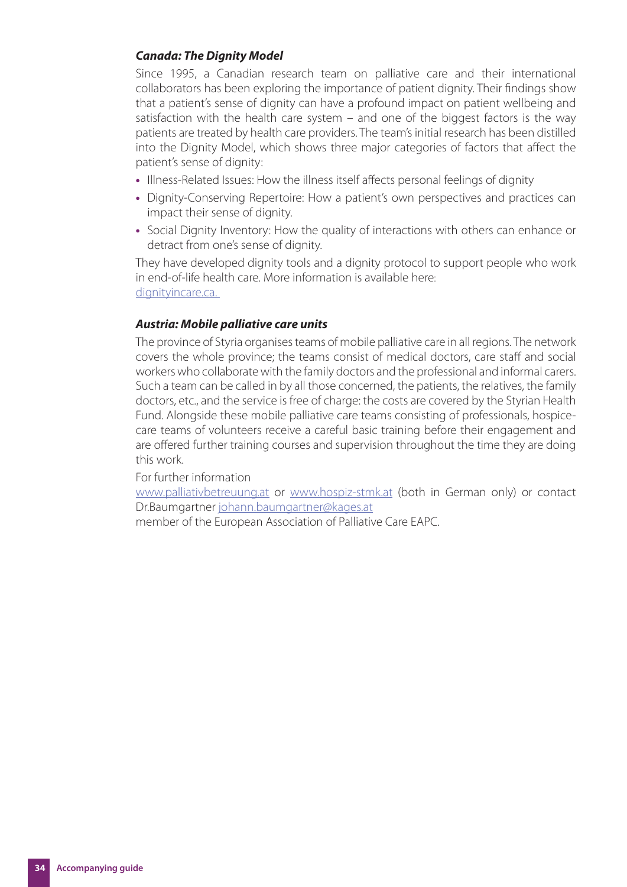### *Canada: The Dignity Model*

Since 1995, a Canadian research team on palliative care and their international collaborators has been exploring the importance of patient dignity. Their findings show that a patient's sense of dignity can have a profound impact on patient wellbeing and satisfaction with the health care system – and one of the biggest factors is the way patients are treated by health care providers. The team's initial research has been distilled into the Dignity Model, which shows three major categories of factors that affect the patient's sense of dignity:

- Illness-Related Issues: How the illness itself affects personal feelings of dignity
- Dignity-Conserving Repertoire: How a patient's own perspectives and practices can impact their sense of dignity.
- Social Dignity Inventory: How the quality of interactions with others can enhance or detract from one's sense of dignity.

They have developed dignity tools and a dignity protocol to support people who work in end-of-life health care. More information is available here:
dignityincare.ca.

### *Austria: Mobile palliative care units*

The province of Styria organises teams of mobile palliative care in all regions. The network covers the whole province; the teams consist of medical doctors, care staff and social workers who collaborate with the family doctors and the professional and informal carers. Such a team can be called in by all those concerned, the patients, the relatives, the family doctors, etc., and the service is free of charge: the costs are covered by the Styrian Health Fund. Alongside these mobile palliative care teams consisting of professionals, hospice-care teams of volunteers receive a careful basic training before their engagement and are offered further training courses and supervision throughout the time they are doing this work.

For further information
www.palliativbetreuung.at or www.hospiz-stmk.at (both in German only) or contact Dr.Baumgartner johann.baumgartner@kages.at
member of the European Association of Palliative Care EAPC.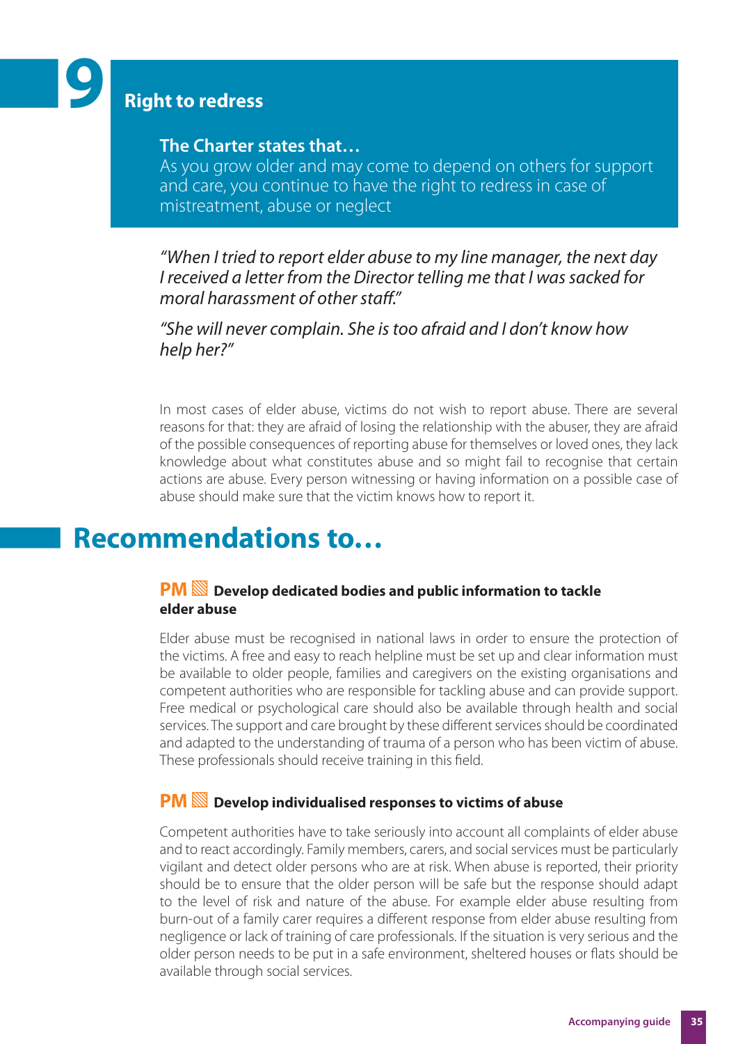# 9 Right to redress

**The Charter states that…**

As you grow older and may come to depend on others for support and care, you continue to have the right to redress in case of mistreatment, abuse or neglect

*"When I tried to report elder abuse to my line manager, the next day I received a letter from the Director telling me that I was sacked for moral harassment of other staff."*

*"She will never complain. She is too afraid and I don't know how help her?"*

In most cases of elder abuse, victims do not wish to report abuse. There are several reasons for that: they are afraid of losing the relationship with the abuser, they are afraid of the possible consequences of reporting abuse for themselves or loved ones, they lack knowledge about what constitutes abuse and so might fail to recognise that certain actions are abuse. Every person witnessing or having information on a possible case of abuse should make sure that the victim knows how to report it.

## Recommendations to…

### PM Develop dedicated bodies and public information to tackle elder abuse

Elder abuse must be recognised in national laws in order to ensure the protection of the victims. A free and easy to reach helpline must be set up and clear information must be available to older people, families and caregivers on the existing organisations and competent authorities who are responsible for tackling abuse and can provide support. Free medical or psychological care should also be available through health and social services. The support and care brought by these different services should be coordinated and adapted to the understanding of trauma of a person who has been victim of abuse. These professionals should receive training in this field.

### PM Develop individualised responses to victims of abuse

Competent authorities have to take seriously into account all complaints of elder abuse and to react accordingly. Family members, carers, and social services must be particularly vigilant and detect older persons who are at risk. When abuse is reported, their priority should be to ensure that the older person will be safe but the response should adapt to the level of risk and nature of the abuse. For example elder abuse resulting from burn-out of a family carer requires a different response from elder abuse resulting from negligence or lack of training of care professionals. If the situation is very serious and the older person needs to be put in a safe environment, sheltered houses or flats should be available through social services.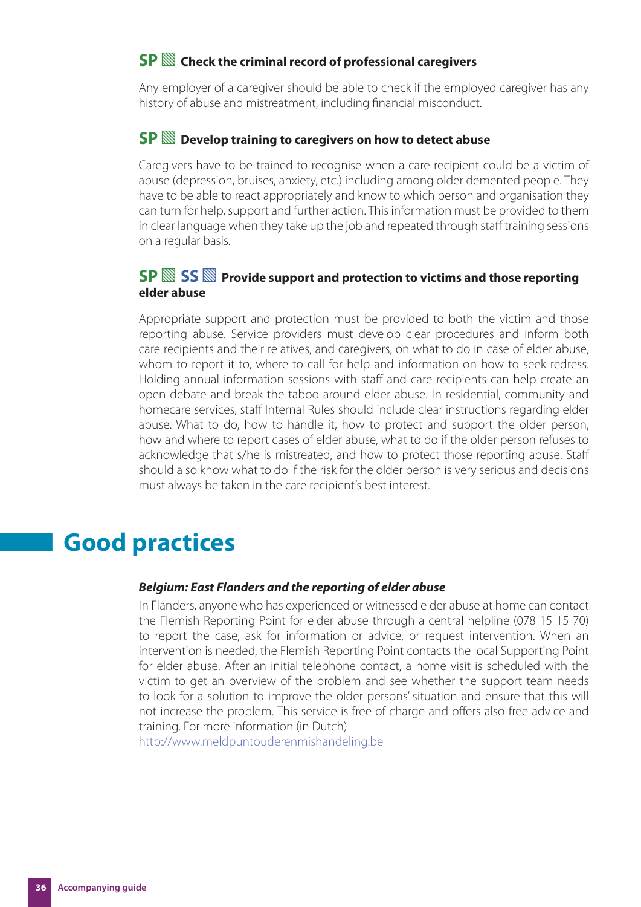### SP Check the criminal record of professional caregivers

Any employer of a caregiver should be able to check if the employed caregiver has any history of abuse and mistreatment, including financial misconduct.

### SP Develop training to caregivers on how to detect abuse

Caregivers have to be trained to recognise when a care recipient could be a victim of abuse (depression, bruises, anxiety, etc.) including among older demented people. They have to be able to react appropriately and know to which person and organisation they can turn for help, support and further action. This information must be provided to them in clear language when they take up the job and repeated through staff training sessions on a regular basis.

### SP SS Provide support and protection to victims and those reporting elder abuse

Appropriate support and protection must be provided to both the victim and those reporting abuse. Service providers must develop clear procedures and inform both care recipients and their relatives, and caregivers, on what to do in case of elder abuse, whom to report it to, where to call for help and information on how to seek redress. Holding annual information sessions with staff and care recipients can help create an open debate and break the taboo around elder abuse. In residential, community and homecare services, staff Internal Rules should include clear instructions regarding elder abuse. What to do, how to handle it, how to protect and support the older person, how and where to report cases of elder abuse, what to do if the older person refuses to acknowledge that s/he is mistreated, and how to protect those reporting abuse. Staff should also know what to do if the risk for the older person is very serious and decisions must always be taken in the care recipient's best interest.

## Good practices

***Belgium: East Flanders and the reporting of elder abuse***

In Flanders, anyone who has experienced or witnessed elder abuse at home can contact the Flemish Reporting Point for elder abuse through a central helpline (078 15 15 70) to report the case, ask for information or advice, or request intervention. When an intervention is needed, the Flemish Reporting Point contacts the local Supporting Point for elder abuse. After an initial telephone contact, a home visit is scheduled with the victim to get an overview of the problem and see whether the support team needs to look for a solution to improve the older persons' situation and ensure that this will not increase the problem. This service is free of charge and offers also free advice and training. For more information (in Dutch)
http://www.meldpuntouderenmishandeling.be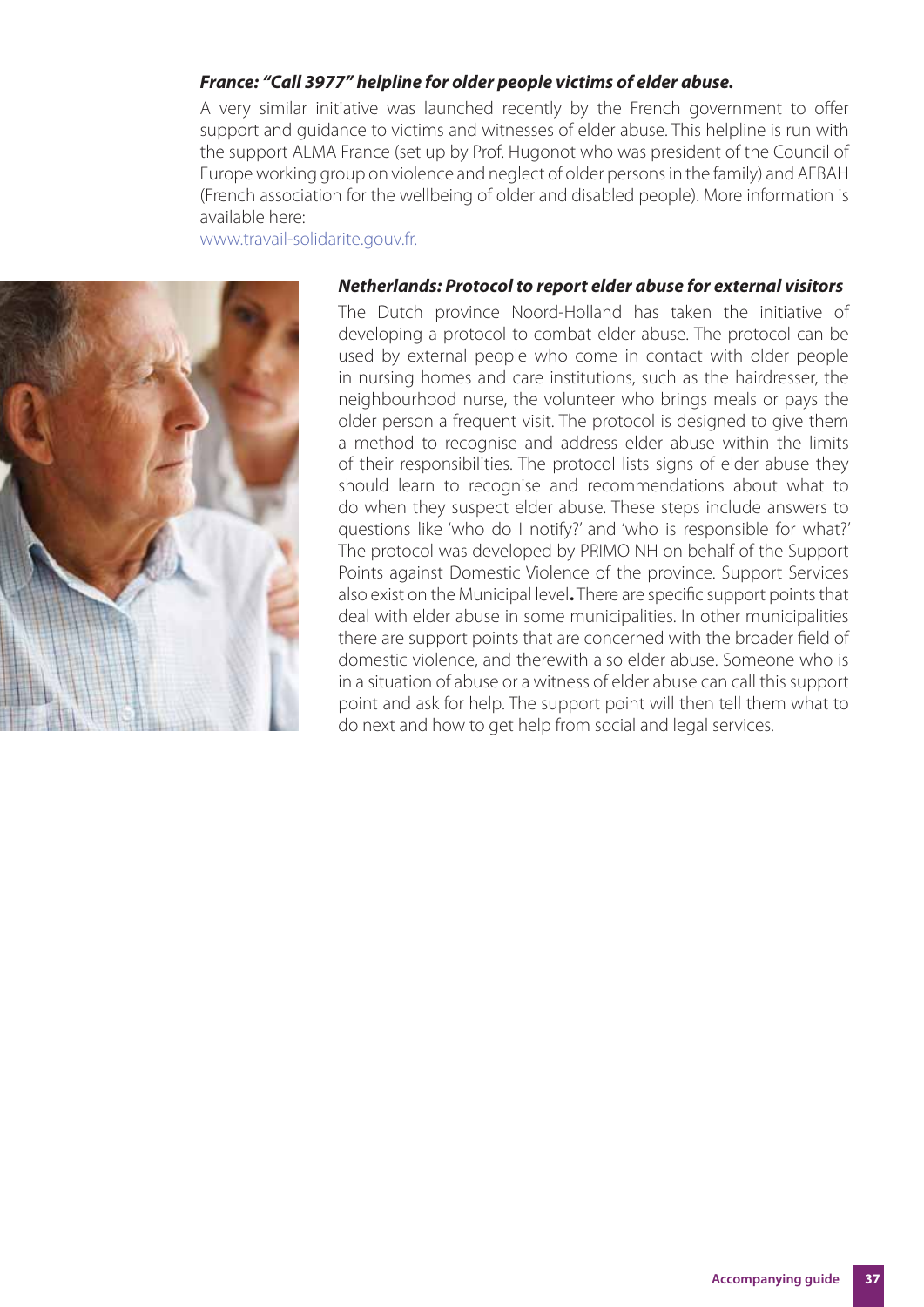***France: "Call 3977" helpline for older people victims of elder abuse.***

A very similar initiative was launched recently by the French government to offer support and guidance to victims and witnesses of elder abuse. This helpline is run with the support ALMA France (set up by Prof. Hugonot who was president of the Council of Europe working group on violence and neglect of older persons in the family) and AFBAH (French association for the wellbeing of older and disabled people). More information is available here:
www.travail-solidarite.gouv.fr.

***Netherlands: Protocol to report elder abuse for external visitors***

The Dutch province Noord-Holland has taken the initiative of developing a protocol to combat elder abuse. The protocol can be used by external people who come in contact with older people in nursing homes and care institutions, such as the hairdresser, the neighbourhood nurse, the volunteer who brings meals or pays the older person a frequent visit. The protocol is designed to give them a method to recognise and address elder abuse within the limits of their responsibilities. The protocol lists signs of elder abuse they should learn to recognise and recommendations about what to do when they suspect elder abuse. These steps include answers to questions like 'who do I notify?' and 'who is responsible for what?' The protocol was developed by PRIMO NH on behalf of the Support Points against Domestic Violence of the province. Support Services also exist on the Municipal level**.** There are specific support points that deal with elder abuse in some municipalities. In other municipalities there are support points that are concerned with the broader field of domestic violence, and therewith also elder abuse. Someone who is in a situation of abuse or a witness of elder abuse can call this support point and ask for help. The support point will then tell them what to do next and how to get help from social and legal services.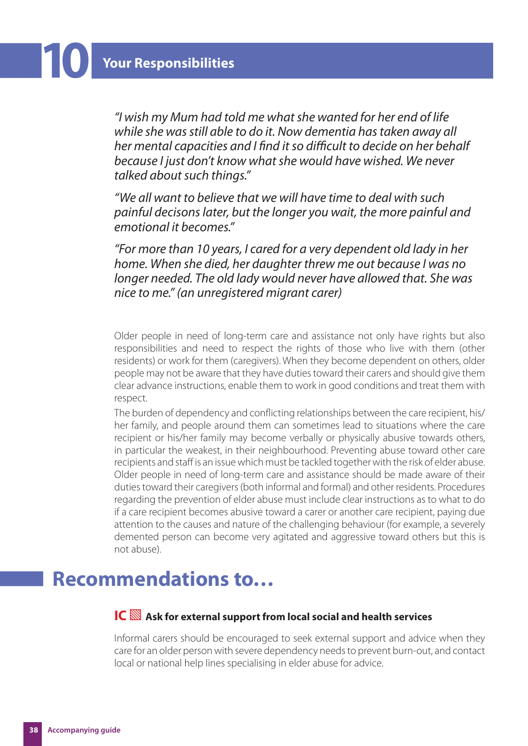# 10 Your Responsibilities

*"I wish my Mum had told me what she wanted for her end of life while she was still able to do it. Now dementia has taken away all her mental capacities and I find it so difficult to decide on her behalf because I just don't know what she would have wished. We never talked about such things."*

*"We all want to believe that we will have time to deal with such painful decisons later, but the longer you wait, the more painful and emotional it becomes."*

*"For more than 10 years, I cared for a very dependent old lady in her home. When she died, her daughter threw me out because I was no longer needed. The old lady would never have allowed that. She was nice to me." (an unregistered migrant carer)*

Older people in need of long-term care and assistance not only have rights but also responsibilities and need to respect the rights of those who live with them (other residents) or work for them (caregivers). When they become dependent on others, older people may not be aware that they have duties toward their carers and should give them clear advance instructions, enable them to work in good conditions and treat them with respect.

The burden of dependency and conflicting relationships between the care recipient, his/her family, and people around them can sometimes lead to situations where the care recipient or his/her family may become verbally or physically abusive towards others, in particular the weakest, in their neighbourhood. Preventing abuse toward other care recipients and staff is an issue which must be tackled together with the risk of elder abuse. Older people in need of long-term care and assistance should be made aware of their duties toward their caregivers (both informal and formal) and other residents. Procedures regarding the prevention of elder abuse must include clear instructions as to what to do if a care recipient becomes abusive toward a carer or another care recipient, paying due attention to the causes and nature of the challenging behaviour (for example, a severely demented person can become very agitated and aggressive toward others but this is not abuse).

## Recommendations to…

### IC Ask for external support from local social and health services

Informal carers should be encouraged to seek external support and advice when they care for an older person with severe dependency needs to prevent burn-out, and contact local or national help lines specialising in elder abuse for advice.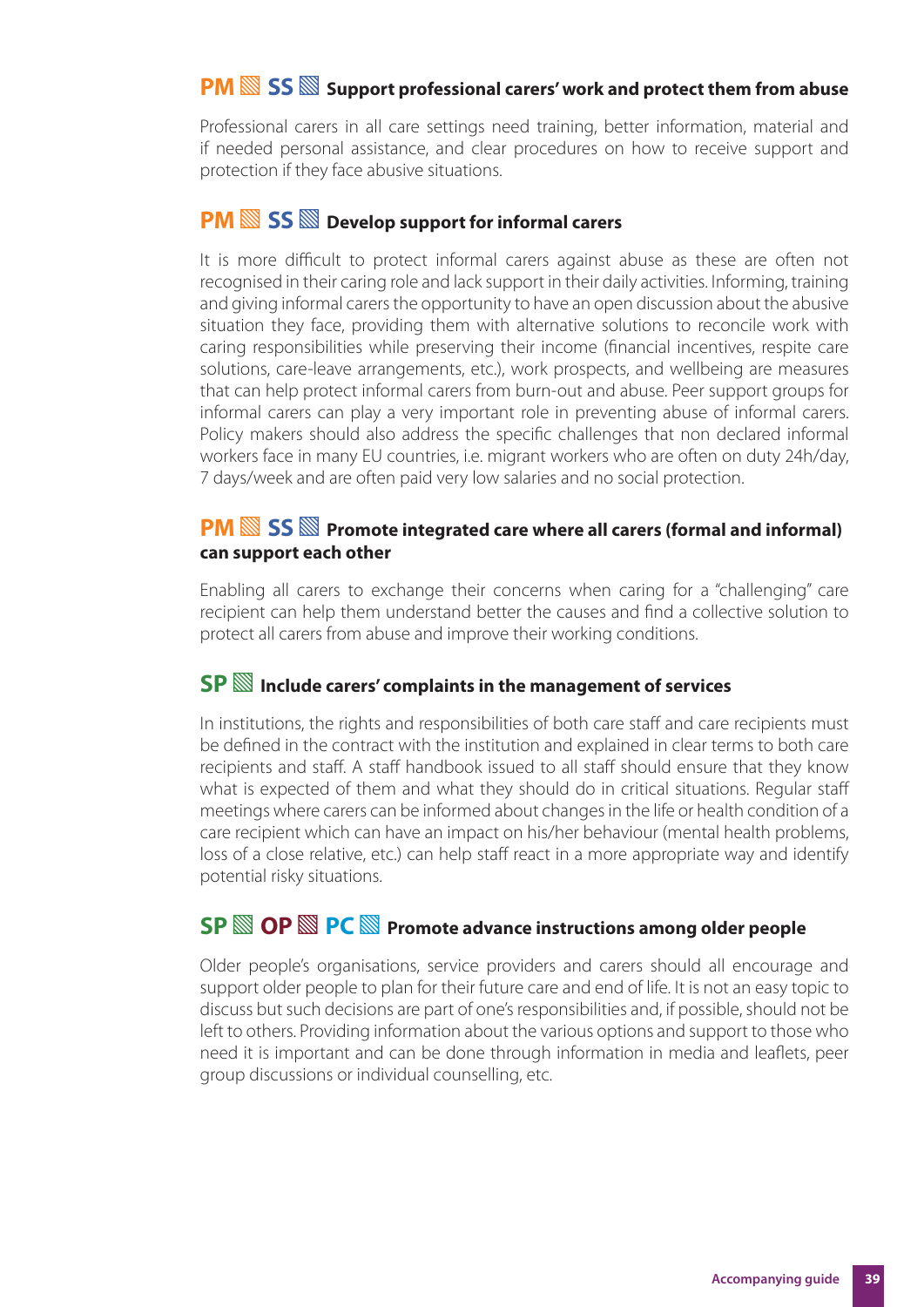### PM SS Support professional carers' work and protect them from abuse

Professional carers in all care settings need training, better information, material and if needed personal assistance, and clear procedures on how to receive support and protection if they face abusive situations.

### PM SS Develop support for informal carers

It is more difficult to protect informal carers against abuse as these are often not recognised in their caring role and lack support in their daily activities. Informing, training and giving informal carers the opportunity to have an open discussion about the abusive situation they face, providing them with alternative solutions to reconcile work with caring responsibilities while preserving their income (financial incentives, respite care solutions, care-leave arrangements, etc.), work prospects, and wellbeing are measures that can help protect informal carers from burn-out and abuse. Peer support groups for informal carers can play a very important role in preventing abuse of informal carers. Policy makers should also address the specific challenges that non declared informal workers face in many EU countries, i.e. migrant workers who are often on duty 24h/day, 7 days/week and are often paid very low salaries and no social protection.

### PM SS Promote integrated care where all carers (formal and informal) can support each other

Enabling all carers to exchange their concerns when caring for a "challenging" care recipient can help them understand better the causes and find a collective solution to protect all carers from abuse and improve their working conditions.

### SP Include carers' complaints in the management of services

In institutions, the rights and responsibilities of both care staff and care recipients must be defined in the contract with the institution and explained in clear terms to both care recipients and staff. A staff handbook issued to all staff should ensure that they know what is expected of them and what they should do in critical situations. Regular staff meetings where carers can be informed about changes in the life or health condition of a care recipient which can have an impact on his/her behaviour (mental health problems, loss of a close relative, etc.) can help staff react in a more appropriate way and identify potential risky situations.

### SP OP PC Promote advance instructions among older people

Older people's organisations, service providers and carers should all encourage and support older people to plan for their future care and end of life. It is not an easy topic to discuss but such decisions are part of one's responsibilities and, if possible, should not be left to others. Providing information about the various options and support to those who need it is important and can be done through information in media and leaflets, peer group discussions or individual counselling, etc.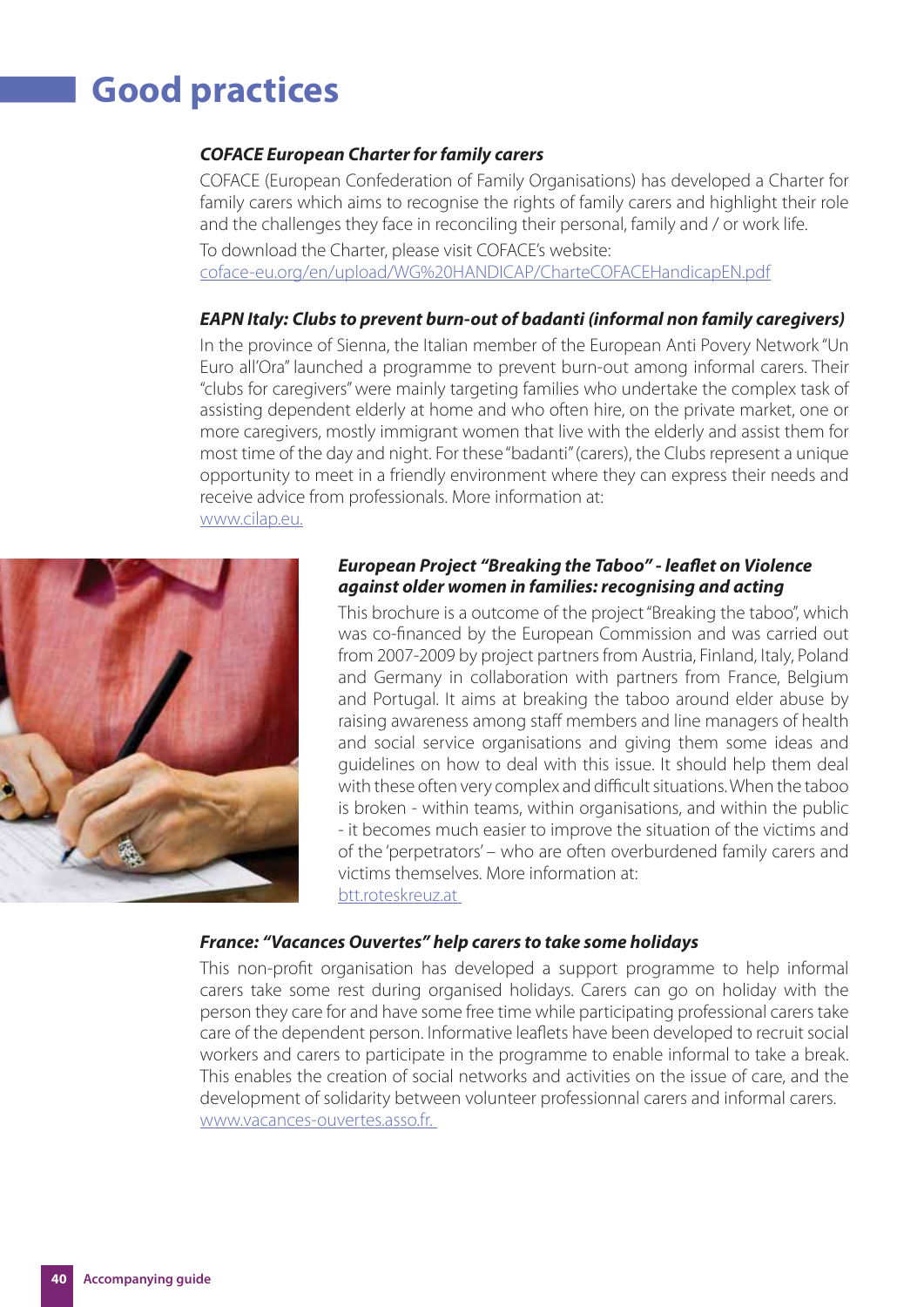# Good practices

***COFACE European Charter for family carers***

COFACE (European Confederation of Family Organisations) has developed a Charter for family carers which aims to recognise the rights of family carers and highlight their role and the challenges they face in reconciling their personal, family and / or work life.

To download the Charter, please visit COFACE's website:
coface-eu.org/en/upload/WG%20HANDICAP/CharteCOFACEHandicapEN.pdf

***EAPN Italy: Clubs to prevent burn-out of badanti (informal non family caregivers)***

In the province of Sienna, the Italian member of the European Anti Povery Network "Un Euro all'Ora" launched a programme to prevent burn-out among informal carers. Their "clubs for caregivers" were mainly targeting families who undertake the complex task of assisting dependent elderly at home and who often hire, on the private market, one or more caregivers, mostly immigrant women that live with the elderly and assist them for most time of the day and night. For these "badanti" (carers), the Clubs represent a unique opportunity to meet in a friendly environment where they can express their needs and receive advice from professionals. More information at:
www.cilap.eu.

***European Project "Breaking the Taboo" - leaflet on Violence against older women in families: recognising and acting***

This brochure is a outcome of the project "Breaking the taboo", which was co-financed by the European Commission and was carried out from 2007-2009 by project partners from Austria, Finland, Italy, Poland and Germany in collaboration with partners from France, Belgium and Portugal. It aims at breaking the taboo around elder abuse by raising awareness among staff members and line managers of health and social service organisations and giving them some ideas and guidelines on how to deal with this issue. It should help them deal with these often very complex and difficult situations. When the taboo is broken - within teams, within organisations, and within the public - it becomes much easier to improve the situation of the victims and of the 'perpetrators' – who are often overburdened family carers and victims themselves. More information at:
btt.roteskreuz.at

***France: "Vacances Ouvertes" help carers to take some holidays***

This non-profit organisation has developed a support programme to help informal carers take some rest during organised holidays. Carers can go on holiday with the person they care for and have some free time while participating professional carers take care of the dependent person. Informative leaflets have been developed to recruit social workers and carers to participate in the programme to enable informal to take a break. This enables the creation of social networks and activities on the issue of care, and the development of solidarity between volunteer professionnal carers and informal carers.
www.vacances-ouvertes.asso.fr.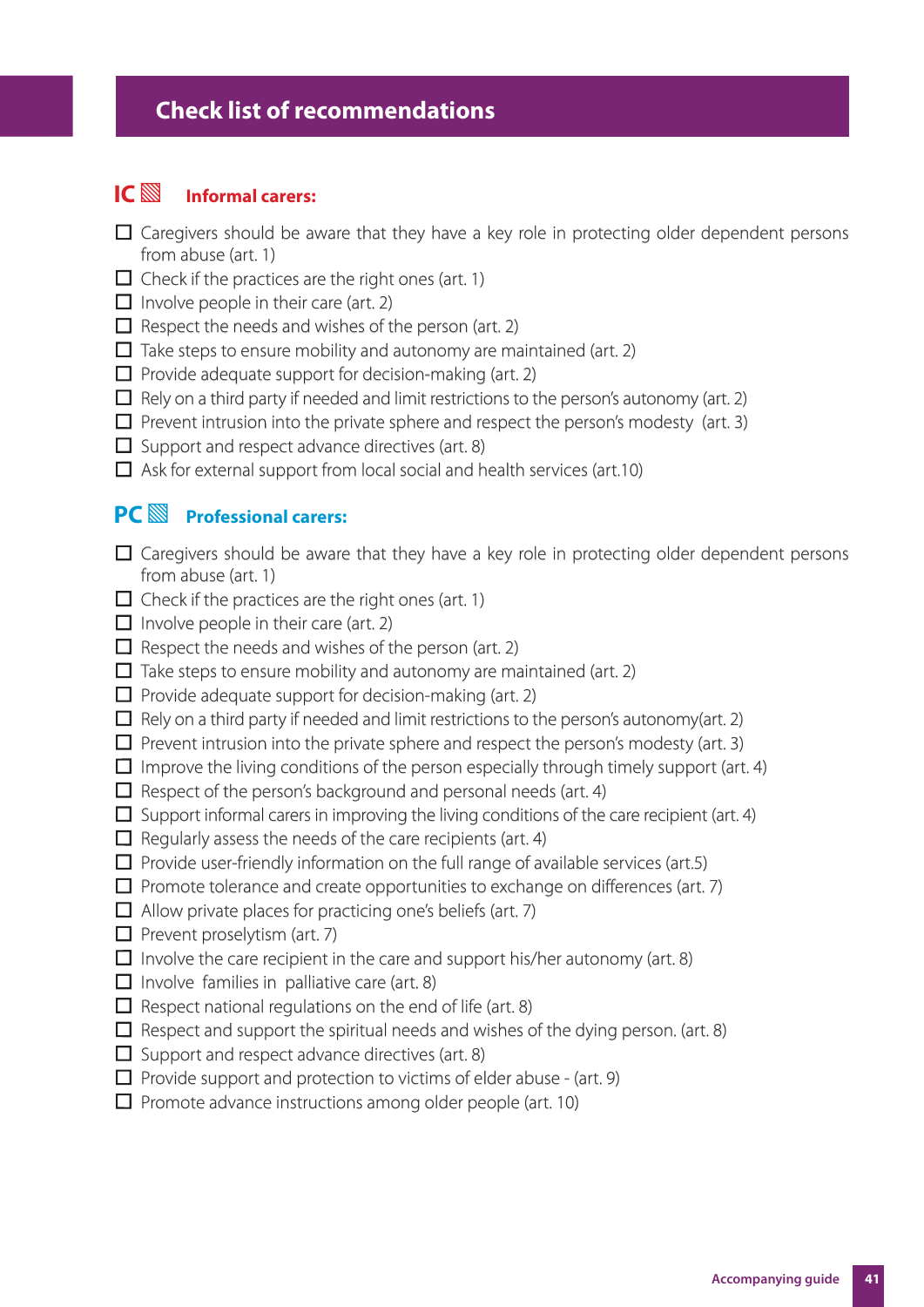# Check list of recommendations

## IC Informal carers:

- ☐ Caregivers should be aware that they have a key role in protecting older dependent persons from abuse (art. 1)
- ☐ Check if the practices are the right ones (art. 1)
- ☐ Involve people in their care (art. 2)
- ☐ Respect the needs and wishes of the person (art. 2)
- ☐ Take steps to ensure mobility and autonomy are maintained (art. 2)
- ☐ Provide adequate support for decision-making (art. 2)
- ☐ Rely on a third party if needed and limit restrictions to the person's autonomy (art. 2)
- ☐ Prevent intrusion into the private sphere and respect the person's modesty (art. 3)
- ☐ Support and respect advance directives (art. 8)
- ☐ Ask for external support from local social and health services (art.10)

## PC Professional carers:

- ☐ Caregivers should be aware that they have a key role in protecting older dependent persons from abuse (art. 1)
- ☐ Check if the practices are the right ones (art. 1)
- ☐ Involve people in their care (art. 2)
- ☐ Respect the needs and wishes of the person (art. 2)
- ☐ Take steps to ensure mobility and autonomy are maintained (art. 2)
- ☐ Provide adequate support for decision-making (art. 2)
- ☐ Rely on a third party if needed and limit restrictions to the person's autonomy(art. 2)
- ☐ Prevent intrusion into the private sphere and respect the person's modesty (art. 3)
- ☐ Improve the living conditions of the person especially through timely support (art. 4)
- ☐ Respect of the person's background and personal needs (art. 4)
- ☐ Support informal carers in improving the living conditions of the care recipient (art. 4)
- ☐ Regularly assess the needs of the care recipients (art. 4)
- ☐ Provide user-friendly information on the full range of available services (art.5)
- ☐ Promote tolerance and create opportunities to exchange on differences (art. 7)
- ☐ Allow private places for practicing one's beliefs (art. 7)
- ☐ Prevent proselytism (art. 7)
- ☐ Involve the care recipient in the care and support his/her autonomy (art. 8)
- ☐ Involve families in palliative care (art. 8)
- ☐ Respect national regulations on the end of life (art. 8)
- ☐ Respect and support the spiritual needs and wishes of the dying person. (art. 8)
- ☐ Support and respect advance directives (art. 8)
- ☐ Provide support and protection to victims of elder abuse - (art. 9)
- ☐ Promote advance instructions among older people (art. 10)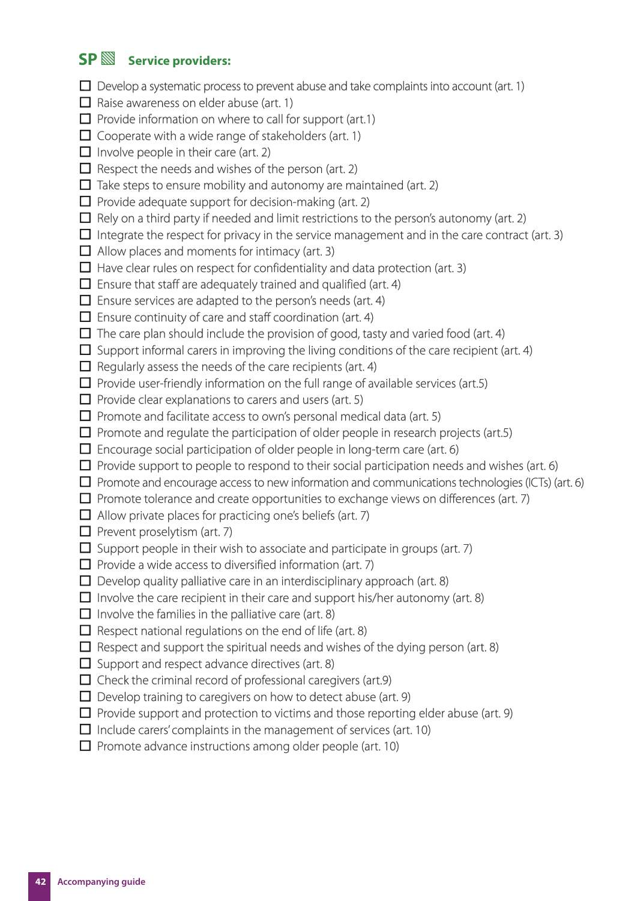**SP** **Service providers:**

- ☐ Develop a systematic process to prevent abuse and take complaints into account (art. 1)
- ☐ Raise awareness on elder abuse (art. 1)
- ☐ Provide information on where to call for support (art.1)
- ☐ Cooperate with a wide range of stakeholders (art. 1)
- ☐ Involve people in their care (art. 2)
- ☐ Respect the needs and wishes of the person (art. 2)
- ☐ Take steps to ensure mobility and autonomy are maintained (art. 2)
- ☐ Provide adequate support for decision-making (art. 2)
- ☐ Rely on a third party if needed and limit restrictions to the person's autonomy (art. 2)
- ☐ Integrate the respect for privacy in the service management and in the care contract (art. 3)
- ☐ Allow places and moments for intimacy (art. 3)
- ☐ Have clear rules on respect for confidentiality and data protection (art. 3)
- ☐ Ensure that staff are adequately trained and qualified (art. 4)
- ☐ Ensure services are adapted to the person's needs (art. 4)
- ☐ Ensure continuity of care and staff coordination (art. 4)
- ☐ The care plan should include the provision of good, tasty and varied food (art. 4)
- ☐ Support informal carers in improving the living conditions of the care recipient (art. 4)
- ☐ Regularly assess the needs of the care recipients (art. 4)
- ☐ Provide user-friendly information on the full range of available services (art.5)
- ☐ Provide clear explanations to carers and users (art. 5)
- ☐ Promote and facilitate access to own's personal medical data (art. 5)
- ☐ Promote and regulate the participation of older people in research projects (art.5)
- ☐ Encourage social participation of older people in long-term care (art. 6)
- ☐ Provide support to people to respond to their social participation needs and wishes (art. 6)
- ☐ Promote and encourage access to new information and communications technologies (ICTs) (art. 6)
- ☐ Promote tolerance and create opportunities to exchange views on differences (art. 7)
- ☐ Allow private places for practicing one's beliefs (art. 7)
- ☐ Prevent proselytism (art. 7)
- ☐ Support people in their wish to associate and participate in groups (art. 7)
- ☐ Provide a wide access to diversified information (art. 7)
- ☐ Develop quality palliative care in an interdisciplinary approach (art. 8)
- ☐ Involve the care recipient in their care and support his/her autonomy (art. 8)
- ☐ Involve the families in the palliative care (art. 8)
- ☐ Respect national regulations on the end of life (art. 8)
- ☐ Respect and support the spiritual needs and wishes of the dying person (art. 8)
- ☐ Support and respect advance directives (art. 8)
- ☐ Check the criminal record of professional caregivers (art.9)
- ☐ Develop training to caregivers on how to detect abuse (art. 9)
- ☐ Provide support and protection to victims and those reporting elder abuse (art. 9)
- ☐ Include carers' complaints in the management of services (art. 10)
- ☐ Promote advance instructions among older people (art. 10)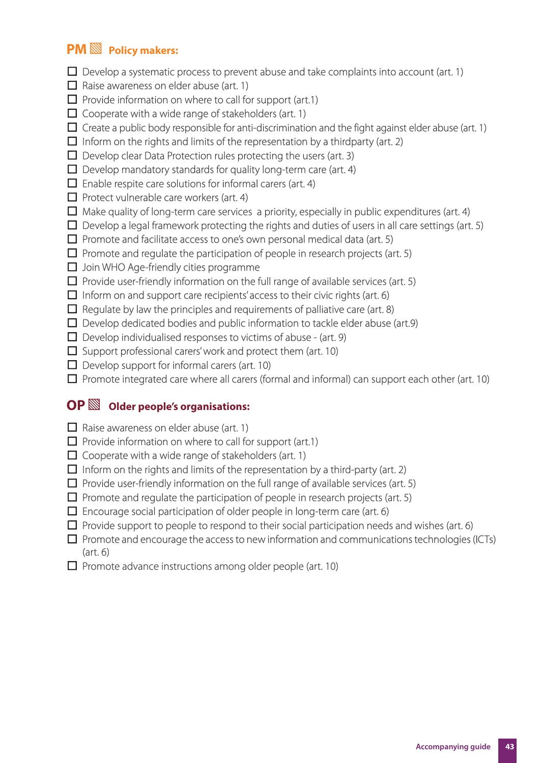## PM Policy makers:

- [ ] Develop a systematic process to prevent abuse and take complaints into account (art. 1)
- [ ] Raise awareness on elder abuse (art. 1)
- [ ] Provide information on where to call for support (art.1)
- [ ] Cooperate with a wide range of stakeholders (art. 1)
- [ ] Create a public body responsible for anti-discrimination and the fight against elder abuse (art. 1)
- [ ] Inform on the rights and limits of the representation by a thirdparty (art. 2)
- [ ] Develop clear Data Protection rules protecting the users (art. 3)
- [ ] Develop mandatory standards for quality long-term care (art. 4)
- [ ] Enable respite care solutions for informal carers (art. 4)
- [ ] Protect vulnerable care workers (art. 4)
- [ ] Make quality of long-term care services a priority, especially in public expenditures (art. 4)
- [ ] Develop a legal framework protecting the rights and duties of users in all care settings (art. 5)
- [ ] Promote and facilitate access to one's own personal medical data (art. 5)
- [ ] Promote and regulate the participation of people in research projects (art. 5)
- [ ] Join WHO Age-friendly cities programme
- [ ] Provide user-friendly information on the full range of available services (art. 5)
- [ ] Inform on and support care recipients' access to their civic rights (art. 6)
- [ ] Regulate by law the principles and requirements of palliative care (art. 8)
- [ ] Develop dedicated bodies and public information to tackle elder abuse (art.9)
- [ ] Develop individualised responses to victims of abuse - (art. 9)
- [ ] Support professional carers' work and protect them (art. 10)
- [ ] Develop support for informal carers (art. 10)
- [ ] Promote integrated care where all carers (formal and informal) can support each other (art. 10)

## OP Older people's organisations:

- [ ] Raise awareness on elder abuse (art. 1)
- [ ] Provide information on where to call for support (art.1)
- [ ] Cooperate with a wide range of stakeholders (art. 1)
- [ ] Inform on the rights and limits of the representation by a third-party (art. 2)
- [ ] Provide user-friendly information on the full range of available services (art. 5)
- [ ] Promote and regulate the participation of people in research projects (art. 5)
- [ ] Encourage social participation of older people in long-term care (art. 6)
- [ ] Provide support to people to respond to their social participation needs and wishes (art. 6)
- [ ] Promote and encourage the access to new information and communications technologies (ICTs) (art. 6)
- [ ] Promote advance instructions among older people (art. 10)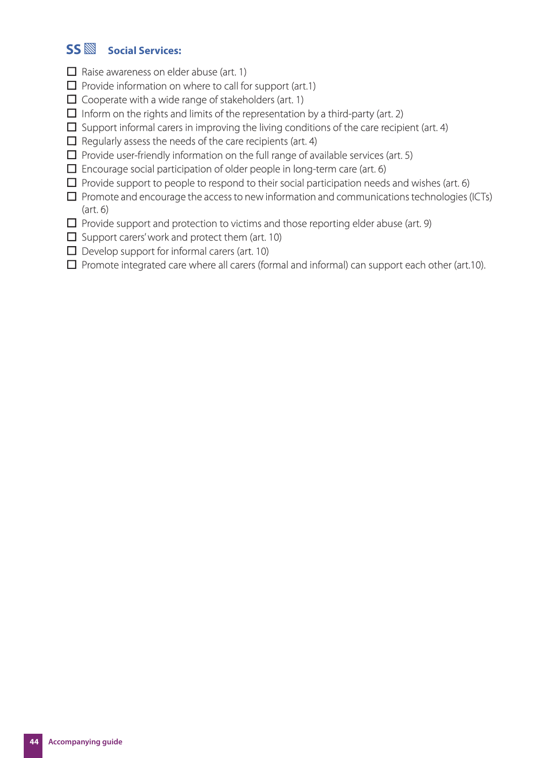### SS Social Services:

- ☐ Raise awareness on elder abuse (art. 1)
- ☐ Provide information on where to call for support (art.1)
- ☐ Cooperate with a wide range of stakeholders (art. 1)
- ☐ Inform on the rights and limits of the representation by a third-party (art. 2)
- ☐ Support informal carers in improving the living conditions of the care recipient (art. 4)
- ☐ Regularly assess the needs of the care recipients (art. 4)
- ☐ Provide user-friendly information on the full range of available services (art. 5)
- ☐ Encourage social participation of older people in long-term care (art. 6)
- ☐ Provide support to people to respond to their social participation needs and wishes (art. 6)
- ☐ Promote and encourage the access to new information and communications technologies (ICTs) (art. 6)
- ☐ Provide support and protection to victims and those reporting elder abuse (art. 9)
- ☐ Support carers' work and protect them (art. 10)
- ☐ Develop support for informal carers (art. 10)
- ☐ Promote integrated care where all carers (formal and informal) can support each other (art.10).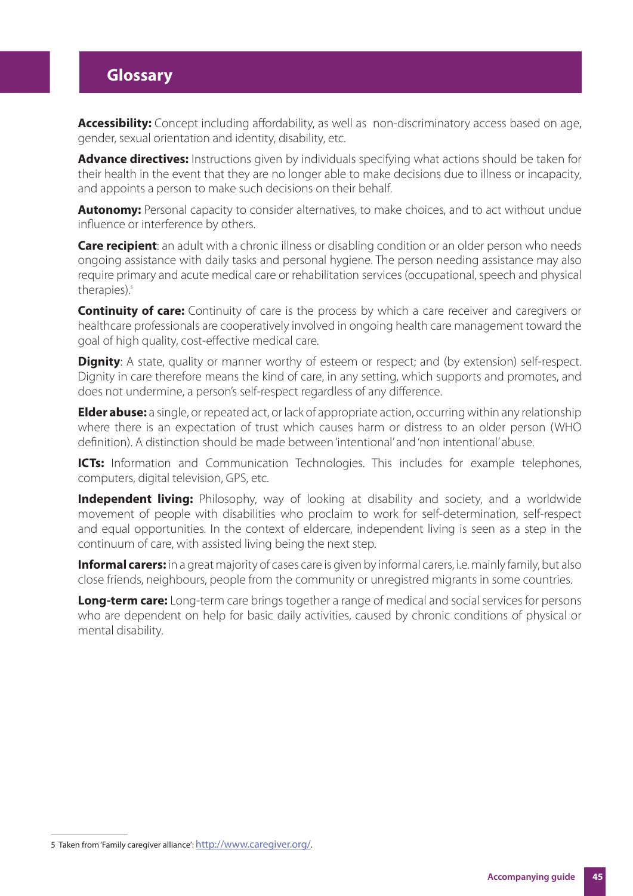# Glossary

**Accessibility:** Concept including affordability, as well as non-discriminatory access based on age, gender, sexual orientation and identity, disability, etc.

**Advance directives:** Instructions given by individuals specifying what actions should be taken for their health in the event that they are no longer able to make decisions due to illness or incapacity, and appoints a person to make such decisions on their behalf.

**Autonomy:** Personal capacity to consider alternatives, to make choices, and to act without undue influence or interference by others.

**Care recipient**: an adult with a chronic illness or disabling condition or an older person who needs ongoing assistance with daily tasks and personal hygiene. The person needing assistance may also require primary and acute medical care or rehabilitation services (occupational, speech and physical therapies).[5]

**Continuity of care:** Continuity of care is the process by which a care receiver and caregivers or healthcare professionals are cooperatively involved in ongoing health care management toward the goal of high quality, cost-effective medical care.

**Dignity**: A state, quality or manner worthy of esteem or respect; and (by extension) self-respect. Dignity in care therefore means the kind of care, in any setting, which supports and promotes, and does not undermine, a person's self-respect regardless of any difference.

**Elder abuse:** a single, or repeated act, or lack of appropriate action, occurring within any relationship where there is an expectation of trust which causes harm or distress to an older person (WHO definition). A distinction should be made between 'intentional' and 'non intentional' abuse.

**ICTs:** Information and Communication Technologies. This includes for example telephones, computers, digital television, GPS, etc.

**Independent living:** Philosophy, way of looking at disability and society, and a worldwide movement of people with disabilities who proclaim to work for self-determination, self-respect and equal opportunities. In the context of eldercare, independent living is seen as a step in the continuum of care, with assisted living being the next step.

**Informal carers:** in a great majority of cases care is given by informal carers, i.e. mainly family, but also close friends, neighbours, people from the community or unregistred migrants in some countries.

**Long-term care:** Long-term care brings together a range of medical and social services for persons who are dependent on help for basic daily activities, caused by chronic conditions of physical or mental disability.

---

5 Taken from 'Family caregiver alliance': http://www.caregiver.org/.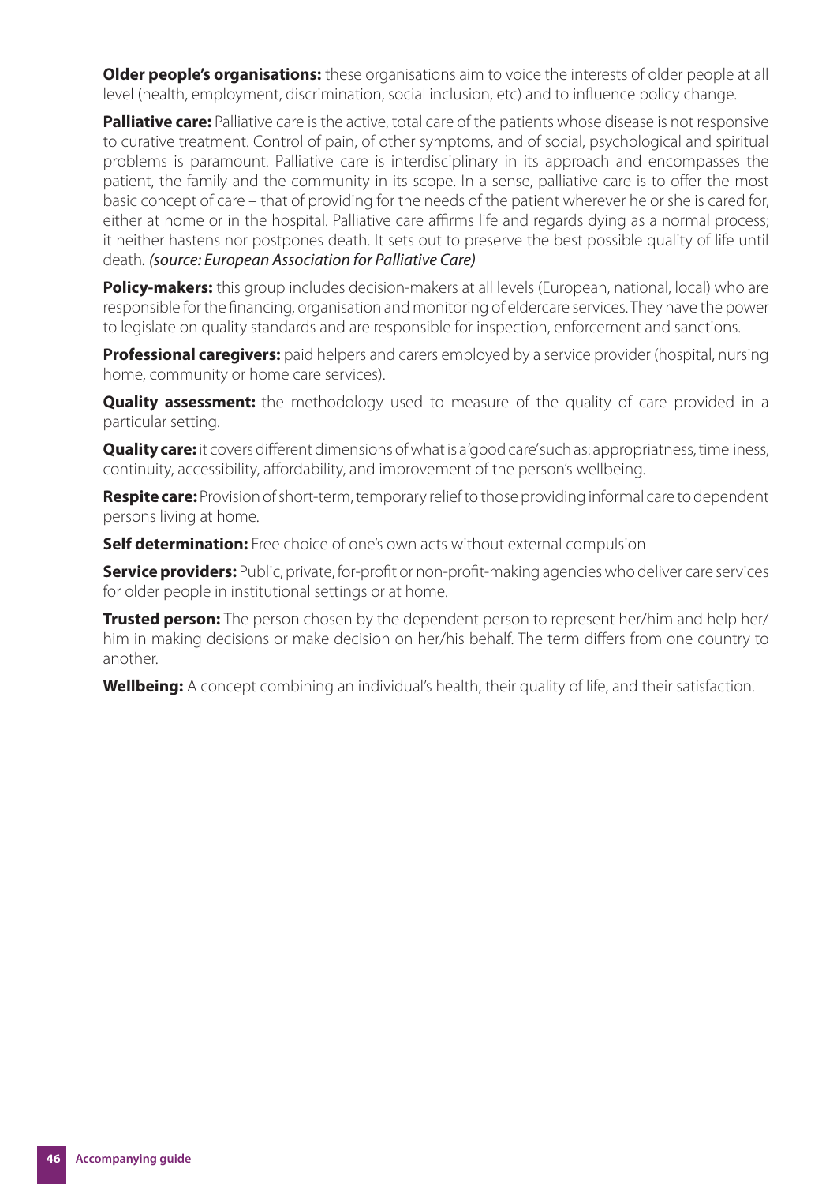**Older people's organisations:** these organisations aim to voice the interests of older people at all level (health, employment, discrimination, social inclusion, etc) and to influence policy change.

**Palliative care:** Palliative care is the active, total care of the patients whose disease is not responsive to curative treatment. Control of pain, of other symptoms, and of social, psychological and spiritual problems is paramount. Palliative care is interdisciplinary in its approach and encompasses the patient, the family and the community in its scope. In a sense, palliative care is to offer the most basic concept of care – that of providing for the needs of the patient wherever he or she is cared for, either at home or in the hospital. Palliative care affirms life and regards dying as a normal process; it neither hastens nor postpones death. It sets out to preserve the best possible quality of life until death. *(source: European Association for Palliative Care)*

**Policy-makers:** this group includes decision-makers at all levels (European, national, local) who are responsible for the financing, organisation and monitoring of eldercare services. They have the power to legislate on quality standards and are responsible for inspection, enforcement and sanctions.

**Professional caregivers:** paid helpers and carers employed by a service provider (hospital, nursing home, community or home care services).

**Quality assessment:** the methodology used to measure of the quality of care provided in a particular setting.

**Quality care:** it covers different dimensions of what is a 'good care' such as: appropriatness, timeliness, continuity, accessibility, affordability, and improvement of the person's wellbeing.

**Respite care:** Provision of short-term, temporary relief to those providing informal care to dependent persons living at home.

**Self determination:** Free choice of one's own acts without external compulsion

**Service providers:** Public, private, for-profit or non-profit-making agencies who deliver care services for older people in institutional settings or at home.

**Trusted person:** The person chosen by the dependent person to represent her/him and help her/him in making decisions or make decision on her/his behalf. The term differs from one country to another.

**Wellbeing:** A concept combining an individual's health, their quality of life, and their satisfaction.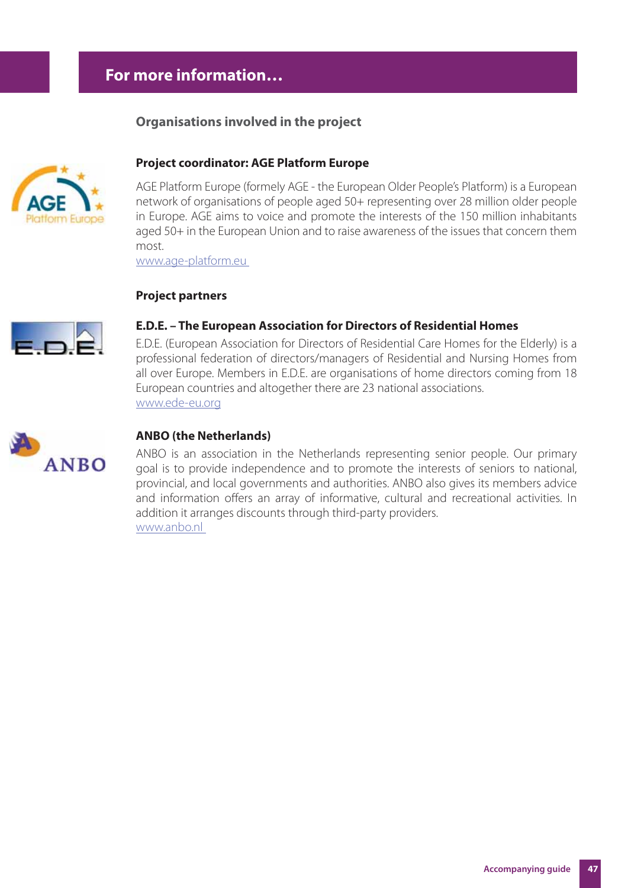# For more information…

## Organisations involved in the project

### Project coordinator: AGE Platform Europe

AGE Platform Europe (formely AGE - the European Older People's Platform) is a European network of organisations of people aged 50+ representing over 28 million older people in Europe. AGE aims to voice and promote the interests of the 150 million inhabitants aged 50+ in the European Union and to raise awareness of the issues that concern them most.
www.age-platform.eu

### Project partners

**E.D.E. – The European Association for Directors of Residential Homes**

E.D.E. (European Association for Directors of Residential Care Homes for the Elderly) is a professional federation of directors/managers of Residential and Nursing Homes from all over Europe. Members in E.D.E. are organisations of home directors coming from 18 European countries and altogether there are 23 national associations.
www.ede-eu.org

**ANBO (the Netherlands)**

ANBO is an association in the Netherlands representing senior people. Our primary goal is to provide independence and to promote the interests of seniors to national, provincial, and local governments and authorities. ANBO also gives its members advice and information offers an array of informative, cultural and recreational activities. In addition it arranges discounts through third-party providers.
www.anbo.nl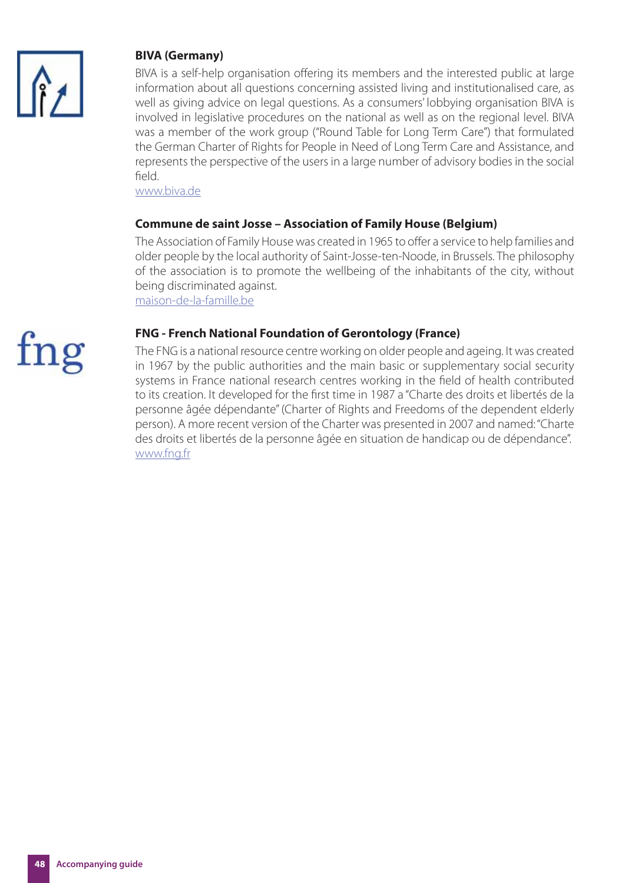### BIVA (Germany)

BIVA is a self-help organisation offering its members and the interested public at large information about all questions concerning assisted living and institutionalised care, as well as giving advice on legal questions. As a consumers' lobbying organisation BIVA is involved in legislative procedures on the national as well as on the regional level. BIVA was a member of the work group ("Round Table for Long Term Care") that formulated the German Charter of Rights for People in Need of Long Term Care and Assistance, and represents the perspective of the users in a large number of advisory bodies in the social field.

www.biva.de

### Commune de saint Josse – Association of Family House (Belgium)

The Association of Family House was created in 1965 to offer a service to help families and older people by the local authority of Saint-Josse-ten-Noode, in Brussels. The philosophy of the association is to promote the wellbeing of the inhabitants of the city, without being discriminated against.

maison-de-la-famille.be

### FNG - French National Foundation of Gerontology (France)

The FNG is a national resource centre working on older people and ageing. It was created in 1967 by the public authorities and the main basic or supplementary social security systems in France national research centres working in the field of health contributed to its creation. It developed for the first time in 1987 a "Charte des droits et libertés de la personne âgée dépendante" (Charter of Rights and Freedoms of the dependent elderly person). A more recent version of the Charter was presented in 2007 and named: "Charte des droits et libertés de la personne âgée en situation de handicap ou de dépendance".

www.fng.fr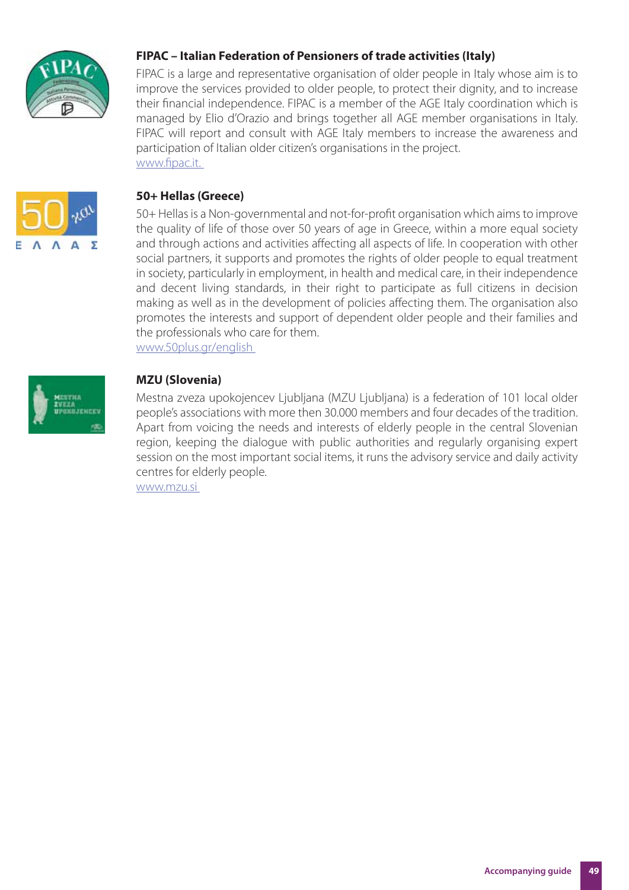**FIPAC – Italian Federation of Pensioners of trade activities (Italy)**

FIPAC is a large and representative organisation of older people in Italy whose aim is to improve the services provided to older people, to protect their dignity, and to increase their financial independence. FIPAC is a member of the AGE Italy coordination which is managed by Elio d'Orazio and brings together all AGE member organisations in Italy. FIPAC will report and consult with AGE Italy members to increase the awareness and participation of Italian older citizen's organisations in the project.
www.fipac.it.

**50+ Hellas (Greece)**

50+ Hellas is a Non-governmental and not-for-profit organisation which aims to improve the quality of life of those over 50 years of age in Greece, within a more equal society and through actions and activities affecting all aspects of life. In cooperation with other social partners, it supports and promotes the rights of older people to equal treatment in society, particularly in employment, in health and medical care, in their independence and decent living standards, in their right to participate as full citizens in decision making as well as in the development of policies affecting them. The organisation also promotes the interests and support of dependent older people and their families and the professionals who care for them.
www.50plus.gr/english

**MZU (Slovenia)**

Mestna zveza upokojencev Ljubljana (MZU Ljubljana) is a federation of 101 local older people's associations with more then 30.000 members and four decades of the tradition. Apart from voicing the needs and interests of elderly people in the central Slovenian region, keeping the dialogue with public authorities and regularly organising expert session on the most important social items, it runs the advisory service and daily activity centres for elderly people.
www.mzu.si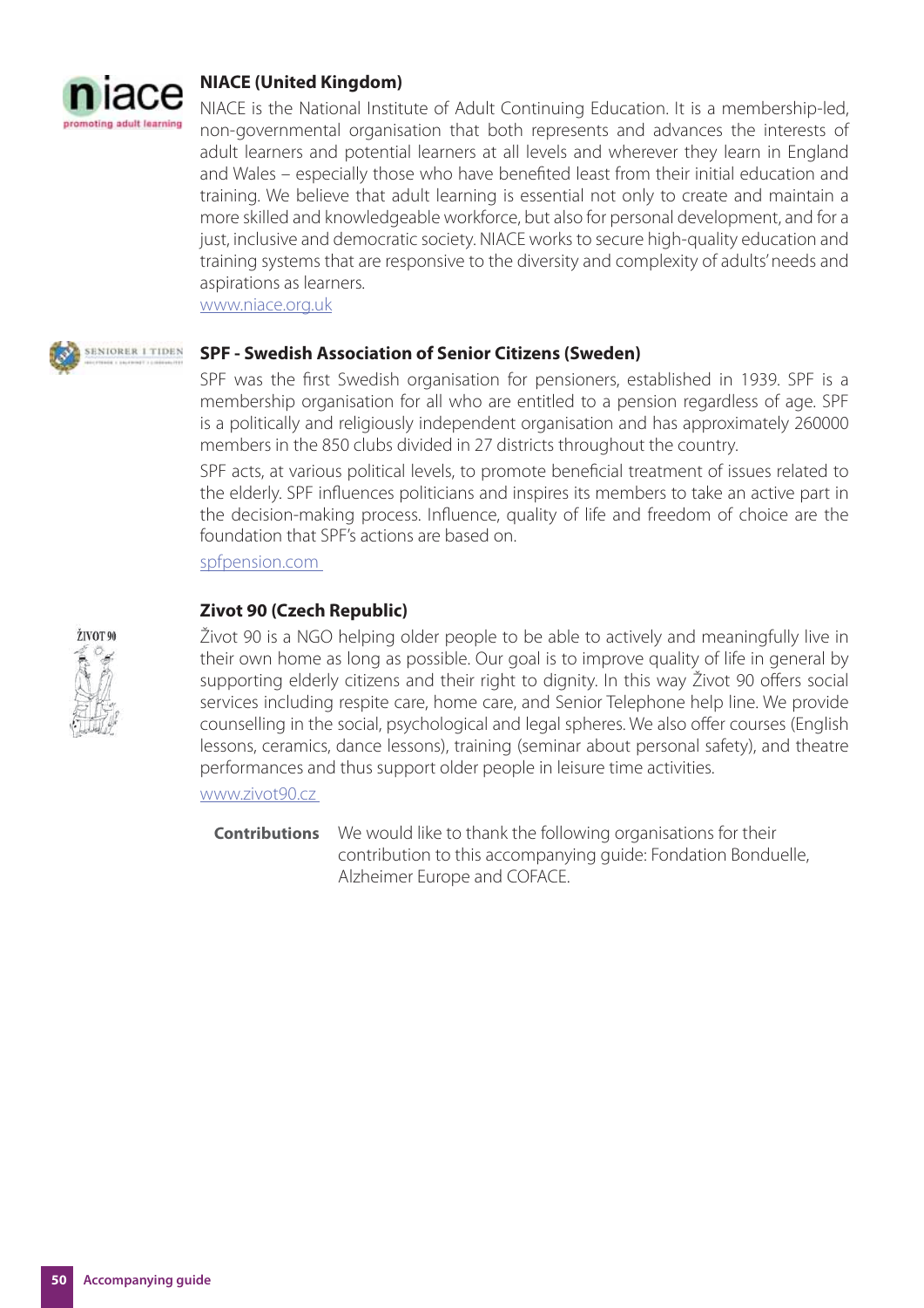**NIACE (United Kingdom)**

NIACE is the National Institute of Adult Continuing Education. It is a membership-led, non-governmental organisation that both represents and advances the interests of adult learners and potential learners at all levels and wherever they learn in England and Wales – especially those who have benefited least from their initial education and training. We believe that adult learning is essential not only to create and maintain a more skilled and knowledgeable workforce, but also for personal development, and for a just, inclusive and democratic society. NIACE works to secure high-quality education and training systems that are responsive to the diversity and complexity of adults' needs and aspirations as learners.

www.niace.org.uk

**SPF - Swedish Association of Senior Citizens (Sweden)**

SPF was the first Swedish organisation for pensioners, established in 1939. SPF is a membership organisation for all who are entitled to a pension regardless of age. SPF is a politically and religiously independent organisation and has approximately 260000 members in the 850 clubs divided in 27 districts throughout the country.

SPF acts, at various political levels, to promote beneficial treatment of issues related to the elderly. SPF influences politicians and inspires its members to take an active part in the decision-making process. Influence, quality of life and freedom of choice are the foundation that SPF's actions are based on.

spfpension.com

**Zivot 90 (Czech Republic)**

Život 90 is a NGO helping older people to be able to actively and meaningfully live in their own home as long as possible. Our goal is to improve quality of life in general by supporting elderly citizens and their right to dignity. In this way Život 90 offers social services including respite care, home care, and Senior Telephone help line. We provide counselling in the social, psychological and legal spheres. We also offer courses (English lessons, ceramics, dance lessons), training (seminar about personal safety), and theatre performances and thus support older people in leisure time activities.

www.zivot90.cz

**Contributions** We would like to thank the following organisations for their contribution to this accompanying guide: Fondation Bonduelle, Alzheimer Europe and COFACE.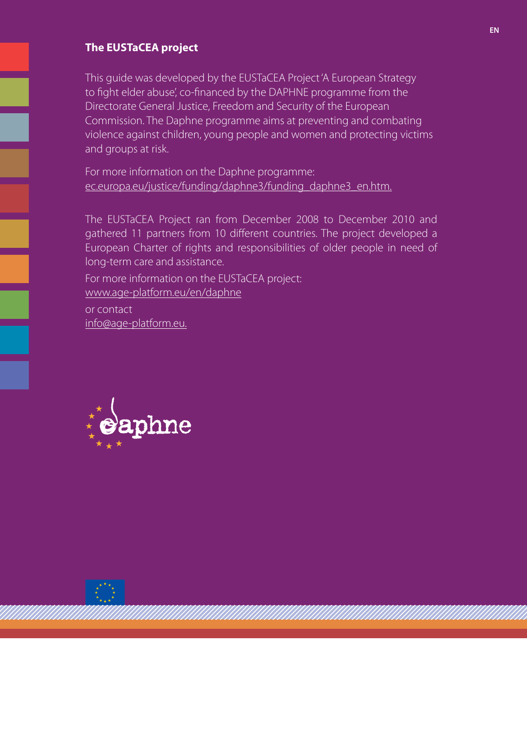## The EUSTaCEA project

This guide was developed by the EUSTaCEA Project 'A European Strategy to fight elder abuse', co-financed by the DAPHNE programme from the Directorate General Justice, Freedom and Security of the European Commission. The Daphne programme aims at preventing and combating violence against children, young people and women and protecting victims and groups at risk.

For more information on the Daphne programme:
ec.europa.eu/justice/funding/daphne3/funding_daphne3_en.htm.

The EUSTaCEA Project ran from December 2008 to December 2010 and gathered 11 partners from 10 different countries. The project developed a European Charter of rights and responsibilities of older people in need of long-term care and assistance.

For more information on the EUSTaCEA project:
www.age-platform.eu/en/daphne

or contact
info@age-platform.eu.

daphne